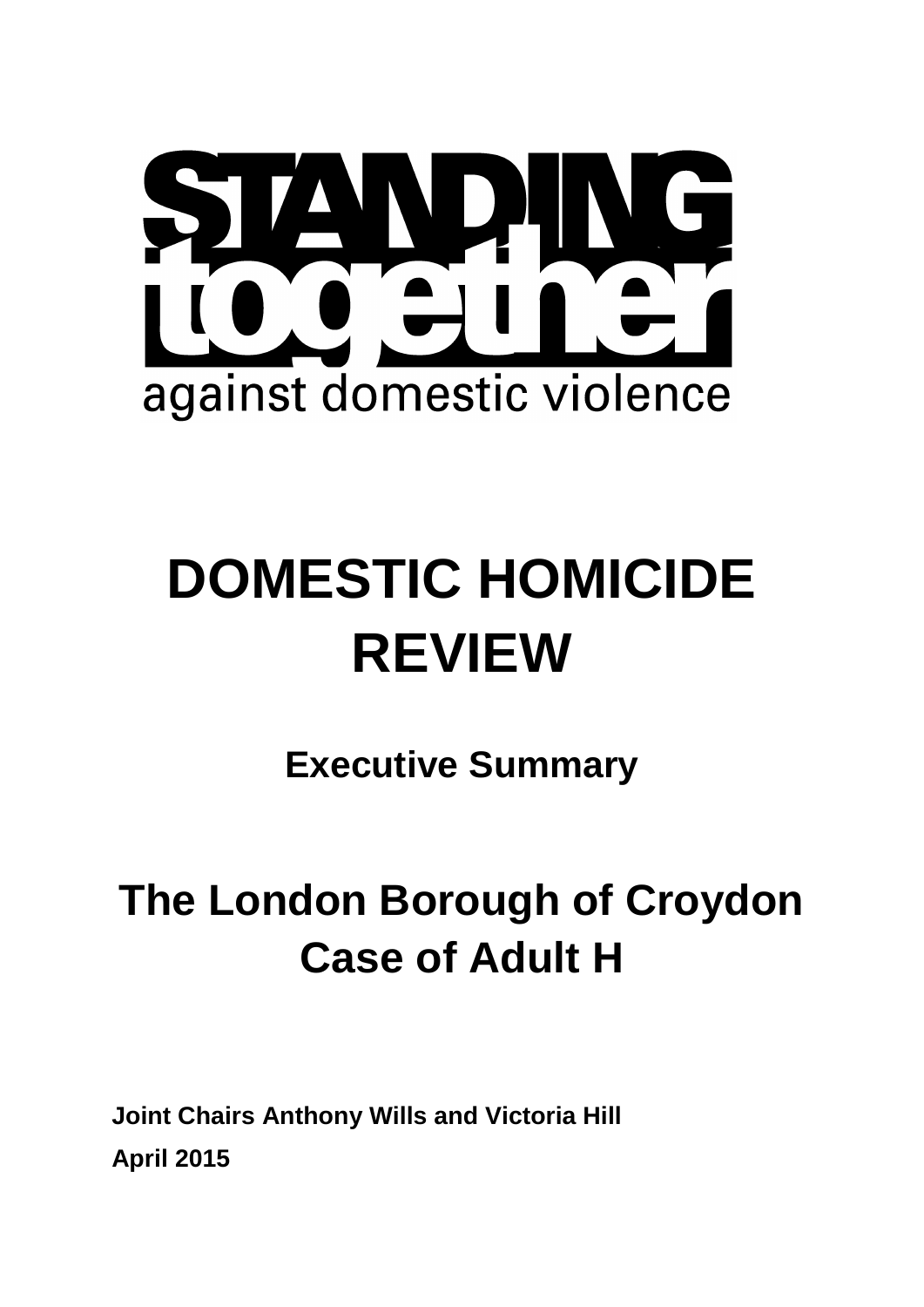STANDING together

against domestic violence

# DOMESTIC HOMICIDE REVIEW

## Executive Summary

## The London Borough of Croydon Case of Adult H

**Joint Chairs Anthony Wills and Victoria Hill**

**April 2015**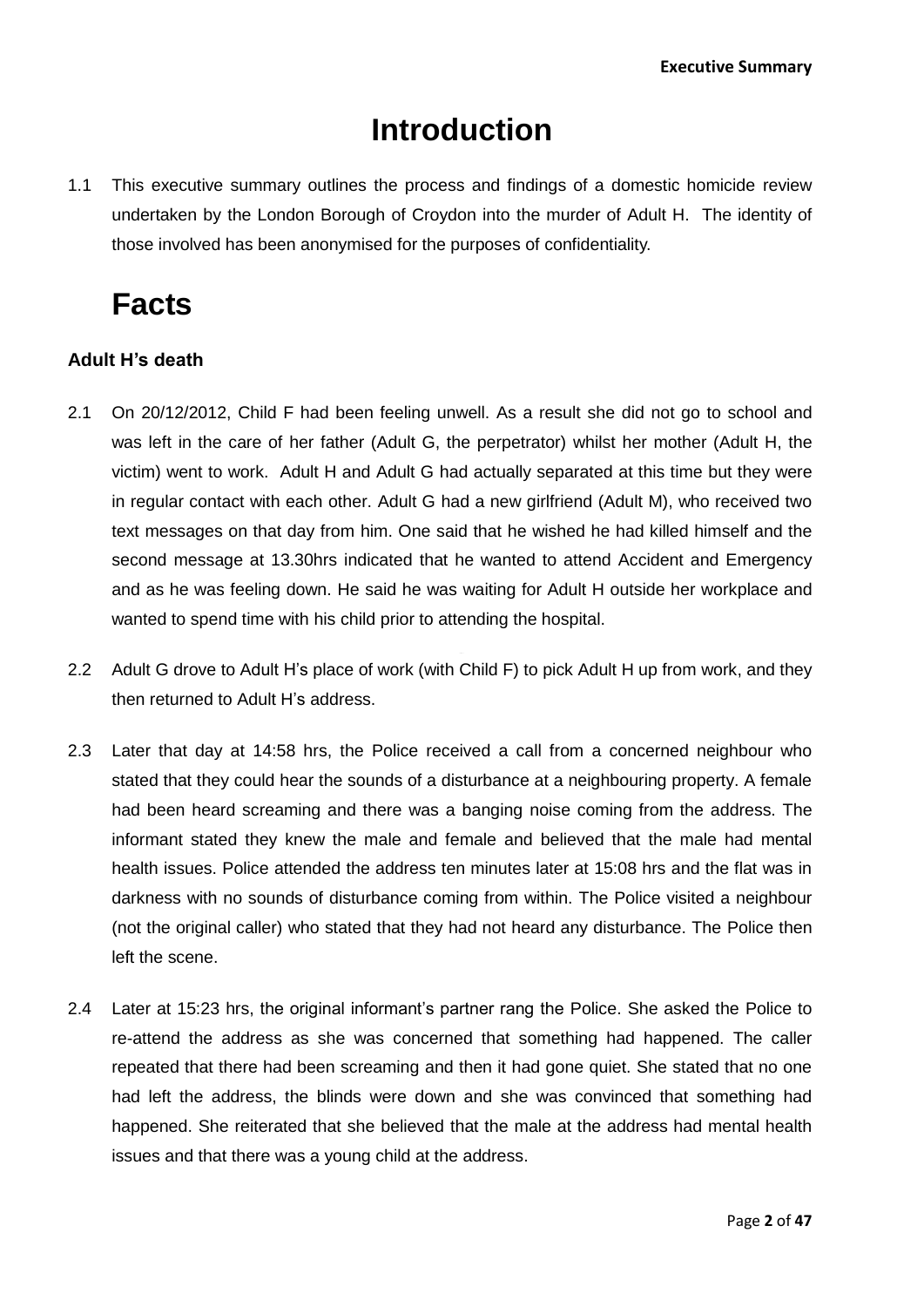# Introduction

1.1 This executive summary outlines the process and findings of a domestic homicide review undertaken by the London Borough of Croydon into the murder of Adult H. The identity of those involved has been anonymised for the purposes of confidentiality.

# Facts

### Adult H's death

2.1 On 20/12/2012, Child F had been feeling unwell. As a result she did not go to school and was left in the care of her father (Adult G, the perpetrator) whilst her mother (Adult H, the victim) went to work. Adult H and Adult G had actually separated at this time but they were in regular contact with each other. Adult G had a new girlfriend (Adult M), who received two text messages on that day from him. One said that he wished he had killed himself and the second message at 13.30hrs indicated that he wanted to attend Accident and Emergency and as he was feeling down. He said he was waiting for Adult H outside her workplace and wanted to spend time with his child prior to attending the hospital.

2.2 Adult G drove to Adult H's place of work (with Child F) to pick Adult H up from work, and they then returned to Adult H's address.

2.3 Later that day at 14:58 hrs, the Police received a call from a concerned neighbour who stated that they could hear the sounds of a disturbance at a neighbouring property. A female had been heard screaming and there was a banging noise coming from the address. The informant stated they knew the male and female and believed that the male had mental health issues. Police attended the address ten minutes later at 15:08 hrs and the flat was in darkness with no sounds of disturbance coming from within. The Police visited a neighbour (not the original caller) who stated that they had not heard any disturbance. The Police then left the scene.

2.4 Later at 15:23 hrs, the original informant's partner rang the Police. She asked the Police to re-attend the address as she was concerned that something had happened. The caller repeated that there had been screaming and then it had gone quiet. She stated that no one had left the address, the blinds were down and she was convinced that something had happened. She reiterated that she believed that the male at the address had mental health issues and that there was a young child at the address.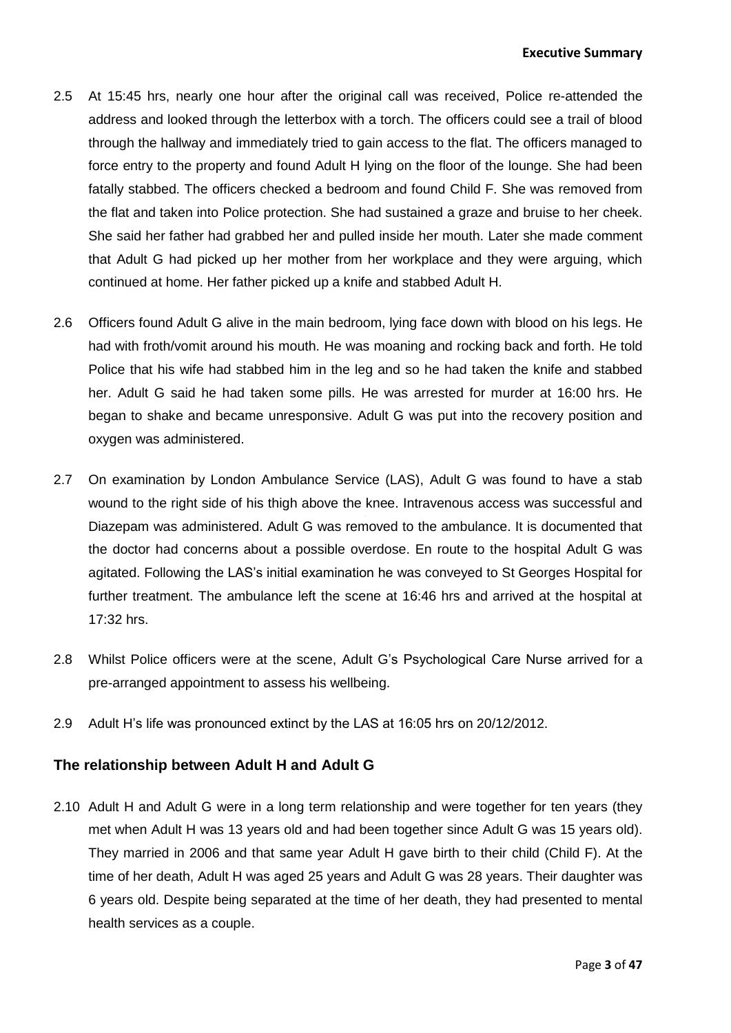2.5 At 15:45 hrs, nearly one hour after the original call was received, Police re-attended the address and looked through the letterbox with a torch. The officers could see a trail of blood through the hallway and immediately tried to gain access to the flat. The officers managed to force entry to the property and found Adult H lying on the floor of the lounge. She had been fatally stabbed. The officers checked a bedroom and found Child F. She was removed from the flat and taken into Police protection. She had sustained a graze and bruise to her cheek. She said her father had grabbed her and pulled inside her mouth. Later she made comment that Adult G had picked up her mother from her workplace and they were arguing, which continued at home. Her father picked up a knife and stabbed Adult H.

2.6 Officers found Adult G alive in the main bedroom, lying face down with blood on his legs. He had with froth/vomit around his mouth. He was moaning and rocking back and forth. He told Police that his wife had stabbed him in the leg and so he had taken the knife and stabbed her. Adult G said he had taken some pills. He was arrested for murder at 16:00 hrs. He began to shake and became unresponsive. Adult G was put into the recovery position and oxygen was administered.

2.7 On examination by London Ambulance Service (LAS), Adult G was found to have a stab wound to the right side of his thigh above the knee. Intravenous access was successful and Diazepam was administered. Adult G was removed to the ambulance. It is documented that the doctor had concerns about a possible overdose. En route to the hospital Adult G was agitated. Following the LAS's initial examination he was conveyed to St Georges Hospital for further treatment. The ambulance left the scene at 16:46 hrs and arrived at the hospital at 17:32 hrs.

2.8 Whilst Police officers were at the scene, Adult G's Psychological Care Nurse arrived for a pre-arranged appointment to assess his wellbeing.

2.9 Adult H's life was pronounced extinct by the LAS at 16:05 hrs on 20/12/2012.

## The relationship between Adult H and Adult G

2.10 Adult H and Adult G were in a long term relationship and were together for ten years (they met when Adult H was 13 years old and had been together since Adult G was 15 years old). They married in 2006 and that same year Adult H gave birth to their child (Child F). At the time of her death, Adult H was aged 25 years and Adult G was 28 years. Their daughter was 6 years old. Despite being separated at the time of her death, they had presented to mental health services as a couple.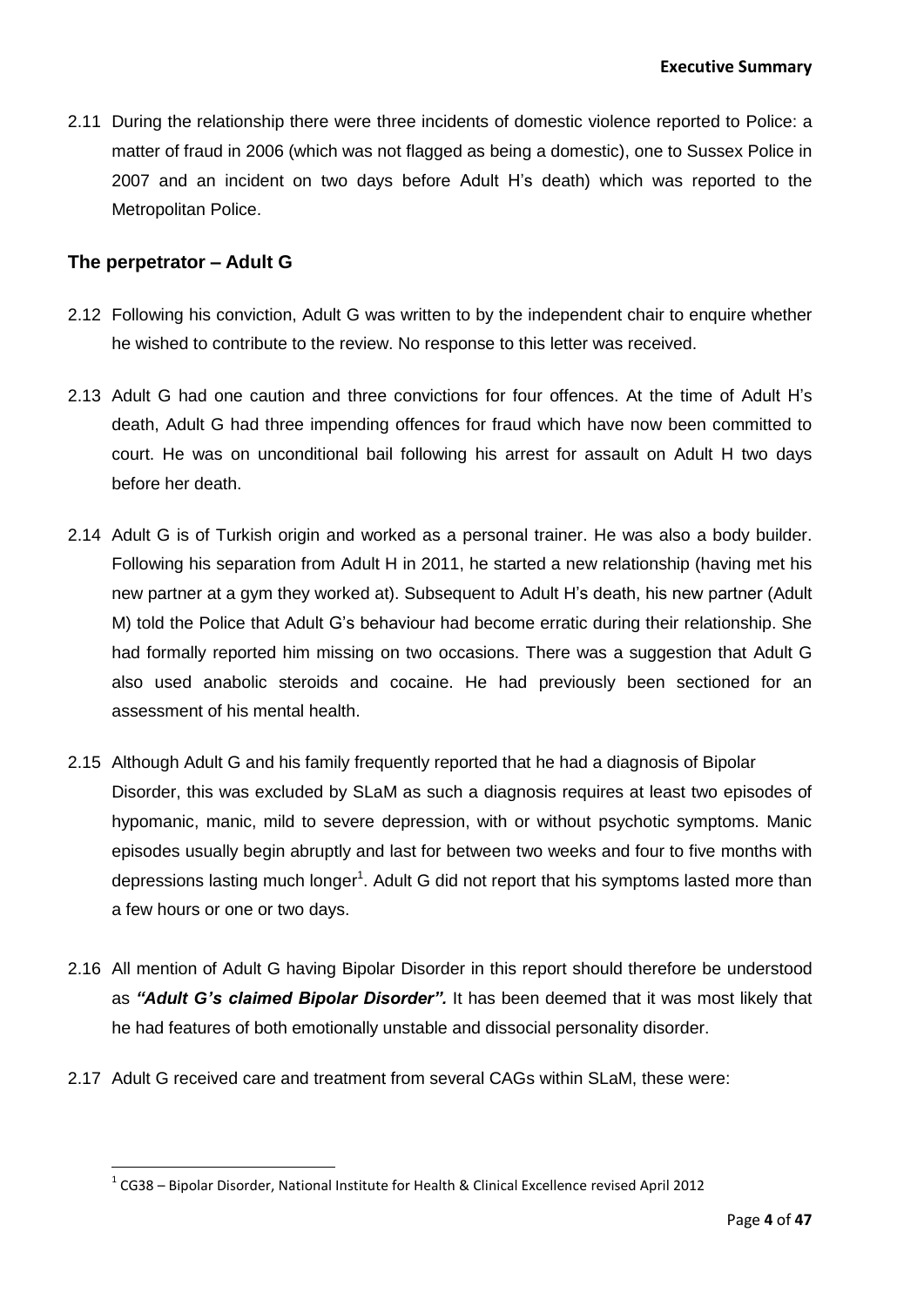2.11 During the relationship there were three incidents of domestic violence reported to Police: a matter of fraud in 2006 (which was not flagged as being a domestic), one to Sussex Police in 2007 and an incident on two days before Adult H's death) which was reported to the Metropolitan Police.

## The perpetrator – Adult G

2.12 Following his conviction, Adult G was written to by the independent chair to enquire whether he wished to contribute to the review. No response to this letter was received.

2.13 Adult G had one caution and three convictions for four offences. At the time of Adult H's death, Adult G had three impending offences for fraud which have now been committed to court. He was on unconditional bail following his arrest for assault on Adult H two days before her death.

2.14 Adult G is of Turkish origin and worked as a personal trainer. He was also a body builder. Following his separation from Adult H in 2011, he started a new relationship (having met his new partner at a gym they worked at). Subsequent to Adult H's death, his new partner (Adult M) told the Police that Adult G's behaviour had become erratic during their relationship. She had formally reported him missing on two occasions. There was a suggestion that Adult G also used anabolic steroids and cocaine. He had previously been sectioned for an assessment of his mental health.

2.15 Although Adult G and his family frequently reported that he had a diagnosis of Bipolar Disorder, this was excluded by SLaM as such a diagnosis requires at least two episodes of hypomanic, manic, mild to severe depression, with or without psychotic symptoms. Manic episodes usually begin abruptly and last for between two weeks and four to five months with depressions lasting much longer[1]. Adult G did not report that his symptoms lasted more than a few hours or one or two days.

2.16 All mention of Adult G having Bipolar Disorder in this report should therefore be understood as ***"Adult G's claimed Bipolar Disorder".*** It has been deemed that it was most likely that he had features of both emotionally unstable and dissocial personality disorder.

2.17 Adult G received care and treatment from several CAGs within SLaM, these were:

---

[1] CG38 – Bipolar Disorder, National Institute for Health & Clinical Excellence revised April 2012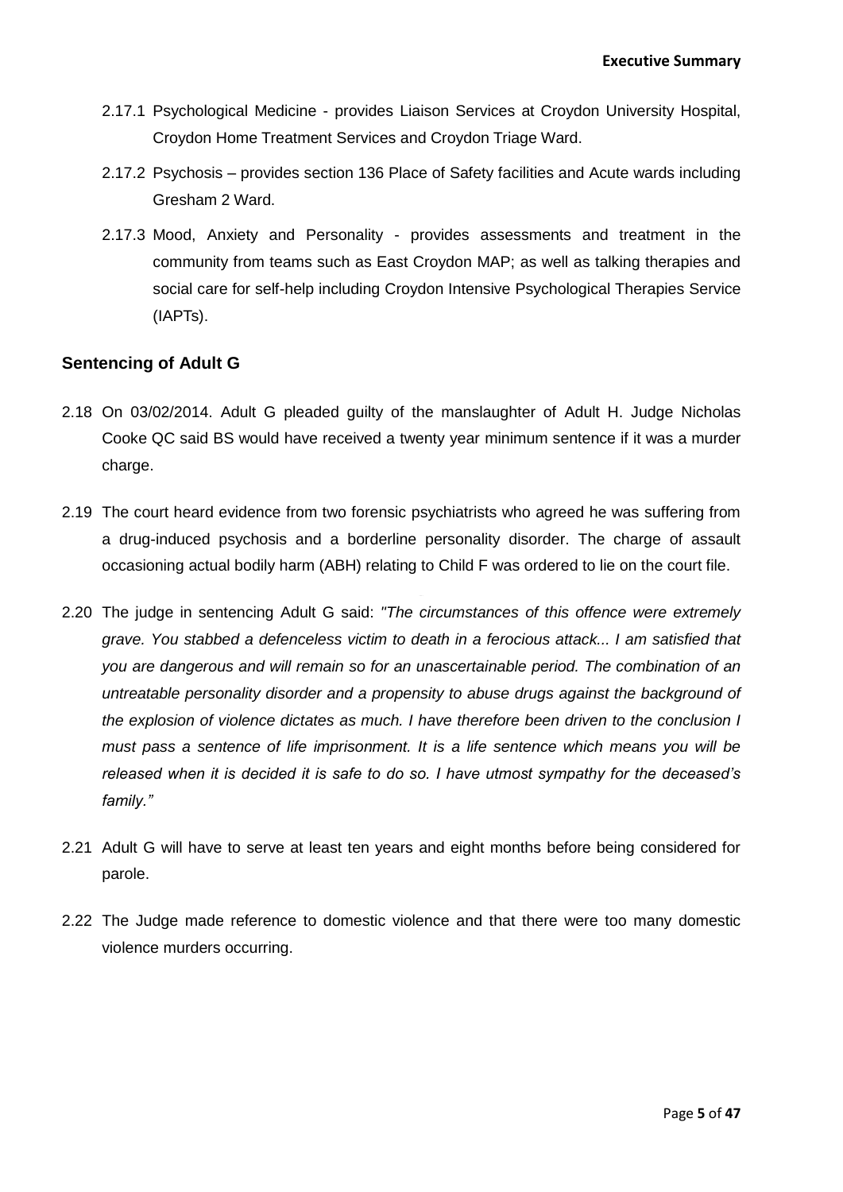2.17.1 Psychological Medicine - provides Liaison Services at Croydon University Hospital, Croydon Home Treatment Services and Croydon Triage Ward.

2.17.2 Psychosis – provides section 136 Place of Safety facilities and Acute wards including Gresham 2 Ward.

2.17.3 Mood, Anxiety and Personality - provides assessments and treatment in the community from teams such as East Croydon MAP; as well as talking therapies and social care for self-help including Croydon Intensive Psychological Therapies Service (IAPTs).

## Sentencing of Adult G

2.18 On 03/02/2014. Adult G pleaded guilty of the manslaughter of Adult H. Judge Nicholas Cooke QC said BS would have received a twenty year minimum sentence if it was a murder charge.

2.19 The court heard evidence from two forensic psychiatrists who agreed he was suffering from a drug-induced psychosis and a borderline personality disorder. The charge of assault occasioning actual bodily harm (ABH) relating to Child F was ordered to lie on the court file.

2.20 The judge in sentencing Adult G said: *"The circumstances of this offence were extremely grave. You stabbed a defenceless victim to death in a ferocious attack... I am satisfied that you are dangerous and will remain so for an unascertainable period. The combination of an untreatable personality disorder and a propensity to abuse drugs against the background of the explosion of violence dictates as much. I have therefore been driven to the conclusion I must pass a sentence of life imprisonment. It is a life sentence which means you will be released when it is decided it is safe to do so. I have utmost sympathy for the deceased's family."*

2.21 Adult G will have to serve at least ten years and eight months before being considered for parole.

2.22 The Judge made reference to domestic violence and that there were too many domestic violence murders occurring.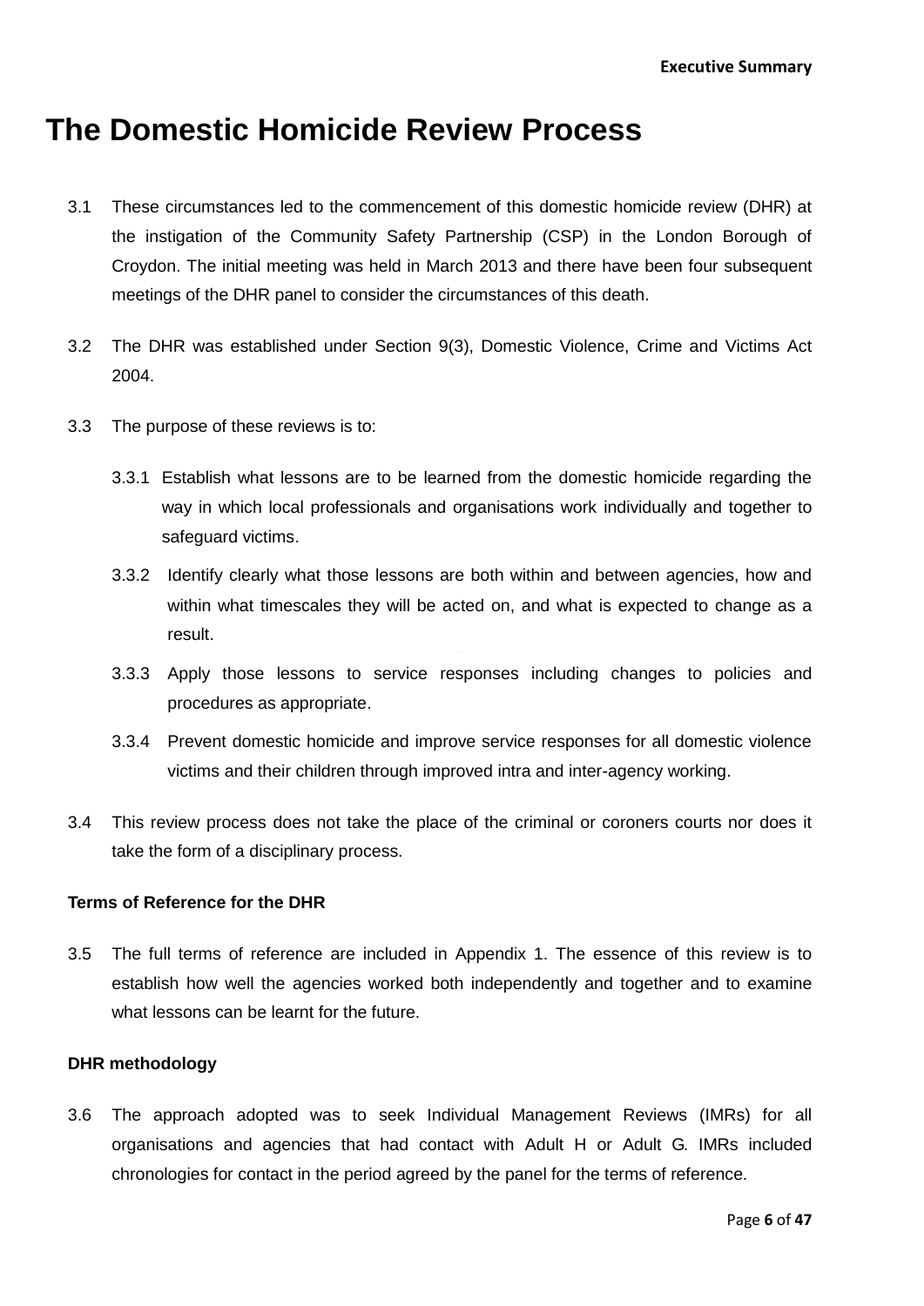# The Domestic Homicide Review Process

3.1 These circumstances led to the commencement of this domestic homicide review (DHR) at the instigation of the Community Safety Partnership (CSP) in the London Borough of Croydon. The initial meeting was held in March 2013 and there have been four subsequent meetings of the DHR panel to consider the circumstances of this death.

3.2 The DHR was established under Section 9(3), Domestic Violence, Crime and Victims Act 2004.

3.3 The purpose of these reviews is to:

3.3.1 Establish what lessons are to be learned from the domestic homicide regarding the way in which local professionals and organisations work individually and together to safeguard victims.

3.3.2 Identify clearly what those lessons are both within and between agencies, how and within what timescales they will be acted on, and what is expected to change as a result.

3.3.3 Apply those lessons to service responses including changes to policies and procedures as appropriate.

3.3.4 Prevent domestic homicide and improve service responses for all domestic violence victims and their children through improved intra and inter-agency working.

3.4 This review process does not take the place of the criminal or coroners courts nor does it take the form of a disciplinary process.

### Terms of Reference for the DHR

3.5 The full terms of reference are included in Appendix 1. The essence of this review is to establish how well the agencies worked both independently and together and to examine what lessons can be learnt for the future.

### DHR methodology

3.6 The approach adopted was to seek Individual Management Reviews (IMRs) for all organisations and agencies that had contact with Adult H or Adult G. IMRs included chronologies for contact in the period agreed by the panel for the terms of reference.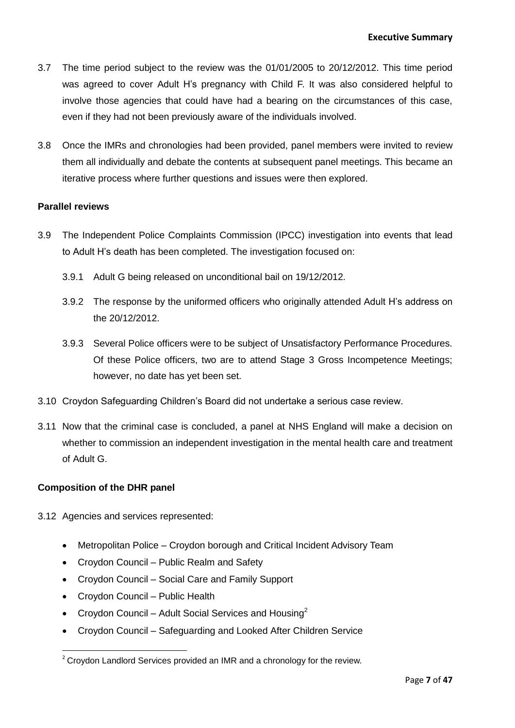3.7 The time period subject to the review was the 01/01/2005 to 20/12/2012. This time period was agreed to cover Adult H's pregnancy with Child F. It was also considered helpful to involve those agencies that could have had a bearing on the circumstances of this case, even if they had not been previously aware of the individuals involved.

3.8 Once the IMRs and chronologies had been provided, panel members were invited to review them all individually and debate the contents at subsequent panel meetings. This became an iterative process where further questions and issues were then explored.

**Parallel reviews**

3.9 The Independent Police Complaints Commission (IPCC) investigation into events that lead to Adult H's death has been completed. The investigation focused on:

3.9.1 Adult G being released on unconditional bail on 19/12/2012.

3.9.2 The response by the uniformed officers who originally attended Adult H's address on the 20/12/2012.

3.9.3 Several Police officers were to be subject of Unsatisfactory Performance Procedures. Of these Police officers, two are to attend Stage 3 Gross Incompetence Meetings; however, no date has yet been set.

3.10 Croydon Safeguarding Children's Board did not undertake a serious case review.

3.11 Now that the criminal case is concluded, a panel at NHS England will make a decision on whether to commission an independent investigation in the mental health care and treatment of Adult G.

**Composition of the DHR panel**

3.12 Agencies and services represented:

- Metropolitan Police – Croydon borough and Critical Incident Advisory Team
- Croydon Council – Public Realm and Safety
- Croydon Council – Social Care and Family Support
- Croydon Council – Public Health
- Croydon Council – Adult Social Services and Housing[2]
- Croydon Council – Safeguarding and Looked After Children Service

[2] Croydon Landlord Services provided an IMR and a chronology for the review.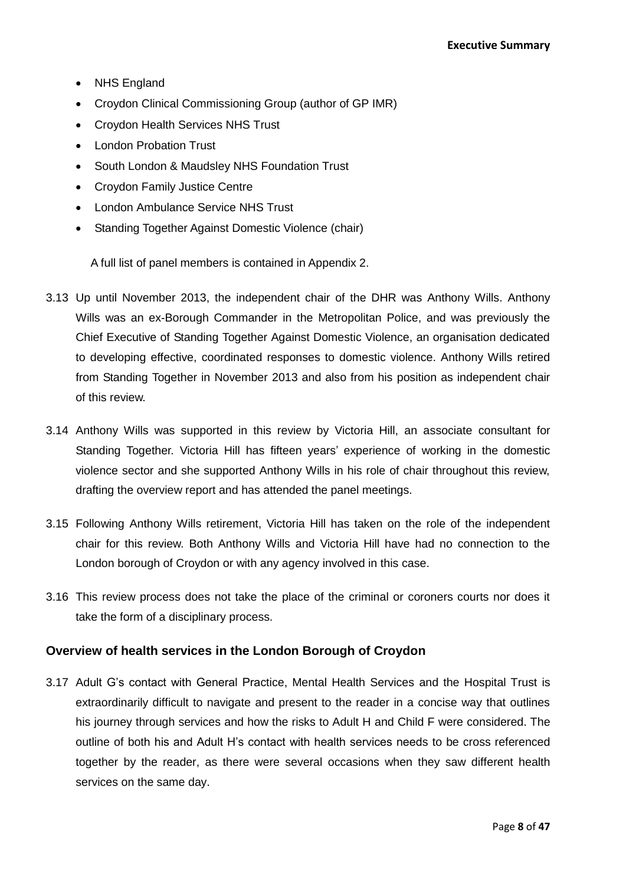- NHS England
- Croydon Clinical Commissioning Group (author of GP IMR)
- Croydon Health Services NHS Trust
- London Probation Trust
- South London & Maudsley NHS Foundation Trust
- Croydon Family Justice Centre
- London Ambulance Service NHS Trust
- Standing Together Against Domestic Violence (chair)

A full list of panel members is contained in Appendix 2.

3.13 Up until November 2013, the independent chair of the DHR was Anthony Wills. Anthony Wills was an ex-Borough Commander in the Metropolitan Police, and was previously the Chief Executive of Standing Together Against Domestic Violence, an organisation dedicated to developing effective, coordinated responses to domestic violence. Anthony Wills retired from Standing Together in November 2013 and also from his position as independent chair of this review.

3.14 Anthony Wills was supported in this review by Victoria Hill, an associate consultant for Standing Together. Victoria Hill has fifteen years' experience of working in the domestic violence sector and she supported Anthony Wills in his role of chair throughout this review, drafting the overview report and has attended the panel meetings.

3.15 Following Anthony Wills retirement, Victoria Hill has taken on the role of the independent chair for this review. Both Anthony Wills and Victoria Hill have had no connection to the London borough of Croydon or with any agency involved in this case.

3.16 This review process does not take the place of the criminal or coroners courts nor does it take the form of a disciplinary process.

### Overview of health services in the London Borough of Croydon

3.17 Adult G's contact with General Practice, Mental Health Services and the Hospital Trust is extraordinarily difficult to navigate and present to the reader in a concise way that outlines his journey through services and how the risks to Adult H and Child F were considered. The outline of both his and Adult H's contact with health services needs to be cross referenced together by the reader, as there were several occasions when they saw different health services on the same day.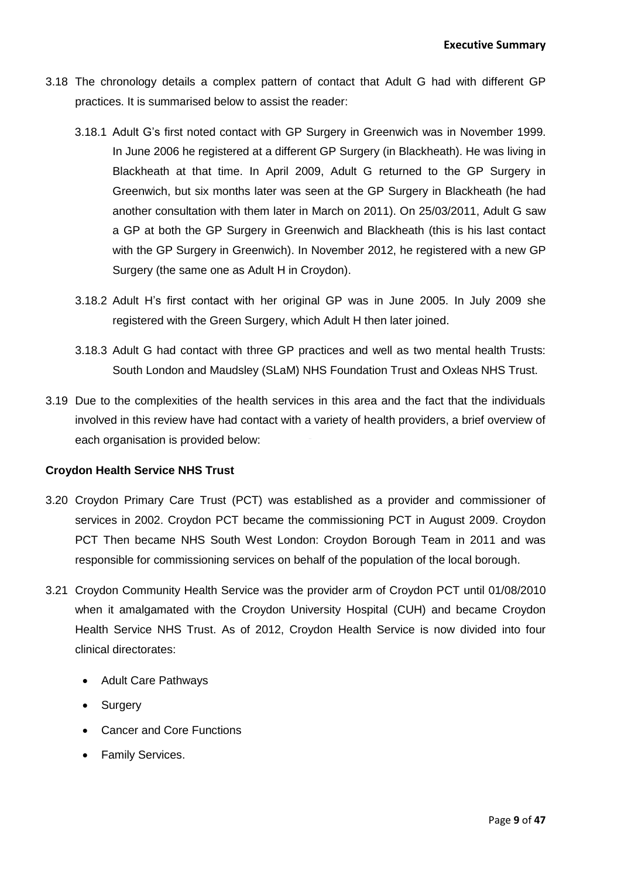3.18 The chronology details a complex pattern of contact that Adult G had with different GP practices. It is summarised below to assist the reader:

3.18.1 Adult G's first noted contact with GP Surgery in Greenwich was in November 1999. In June 2006 he registered at a different GP Surgery (in Blackheath). He was living in Blackheath at that time. In April 2009, Adult G returned to the GP Surgery in Greenwich, but six months later was seen at the GP Surgery in Blackheath (he had another consultation with them later in March on 2011). On 25/03/2011, Adult G saw a GP at both the GP Surgery in Greenwich and Blackheath (this is his last contact with the GP Surgery in Greenwich). In November 2012, he registered with a new GP Surgery (the same one as Adult H in Croydon).

3.18.2 Adult H's first contact with her original GP was in June 2005. In July 2009 she registered with the Green Surgery, which Adult H then later joined.

3.18.3 Adult G had contact with three GP practices and well as two mental health Trusts: South London and Maudsley (SLaM) NHS Foundation Trust and Oxleas NHS Trust.

3.19 Due to the complexities of the health services in this area and the fact that the individuals involved in this review have had contact with a variety of health providers, a brief overview of each organisation is provided below:

**Croydon Health Service NHS Trust**

3.20 Croydon Primary Care Trust (PCT) was established as a provider and commissioner of services in 2002. Croydon PCT became the commissioning PCT in August 2009. Croydon PCT Then became NHS South West London: Croydon Borough Team in 2011 and was responsible for commissioning services on behalf of the population of the local borough.

3.21 Croydon Community Health Service was the provider arm of Croydon PCT until 01/08/2010 when it amalgamated with the Croydon University Hospital (CUH) and became Croydon Health Service NHS Trust. As of 2012, Croydon Health Service is now divided into four clinical directorates:

- Adult Care Pathways
- Surgery
- Cancer and Core Functions
- Family Services.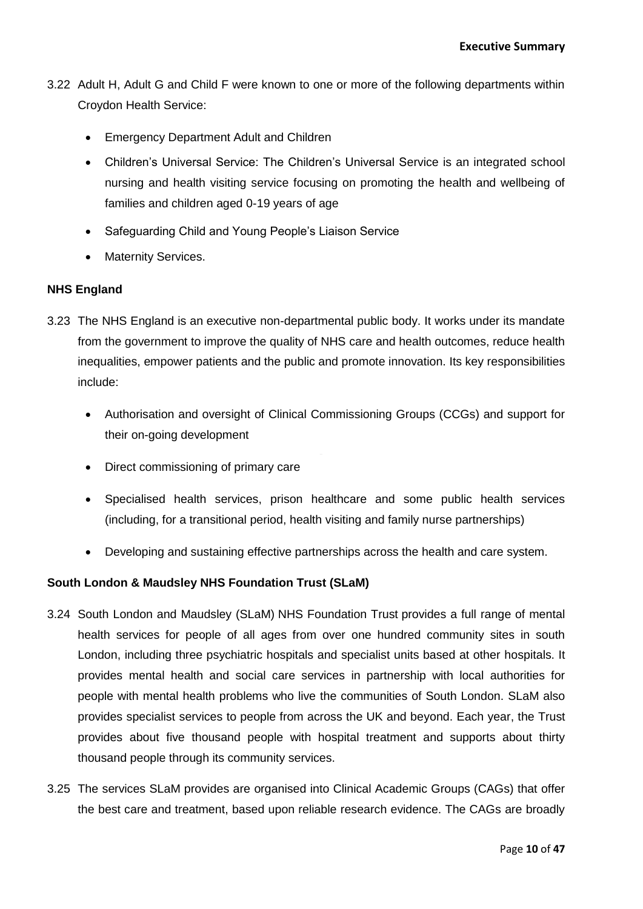3.22 Adult H, Adult G and Child F were known to one or more of the following departments within Croydon Health Service:

- Emergency Department Adult and Children
- Children's Universal Service: The Children's Universal Service is an integrated school nursing and health visiting service focusing on promoting the health and wellbeing of families and children aged 0-19 years of age
- Safeguarding Child and Young People's Liaison Service
- Maternity Services.

**NHS England**

3.23 The NHS England is an executive non-departmental public body. It works under its mandate from the government to improve the quality of NHS care and health outcomes, reduce health inequalities, empower patients and the public and promote innovation. Its key responsibilities include:

- Authorisation and oversight of Clinical Commissioning Groups (CCGs) and support for their on-going development
- Direct commissioning of primary care
- Specialised health services, prison healthcare and some public health services (including, for a transitional period, health visiting and family nurse partnerships)
- Developing and sustaining effective partnerships across the health and care system.

**South London & Maudsley NHS Foundation Trust (SLaM)**

3.24 South London and Maudsley (SLaM) NHS Foundation Trust provides a full range of mental health services for people of all ages from over one hundred community sites in south London, including three psychiatric hospitals and specialist units based at other hospitals. It provides mental health and social care services in partnership with local authorities for people with mental health problems who live the communities of South London. SLaM also provides specialist services to people from across the UK and beyond. Each year, the Trust provides about five thousand people with hospital treatment and supports about thirty thousand people through its community services.

3.25 The services SLaM provides are organised into Clinical Academic Groups (CAGs) that offer the best care and treatment, based upon reliable research evidence. The CAGs are broadly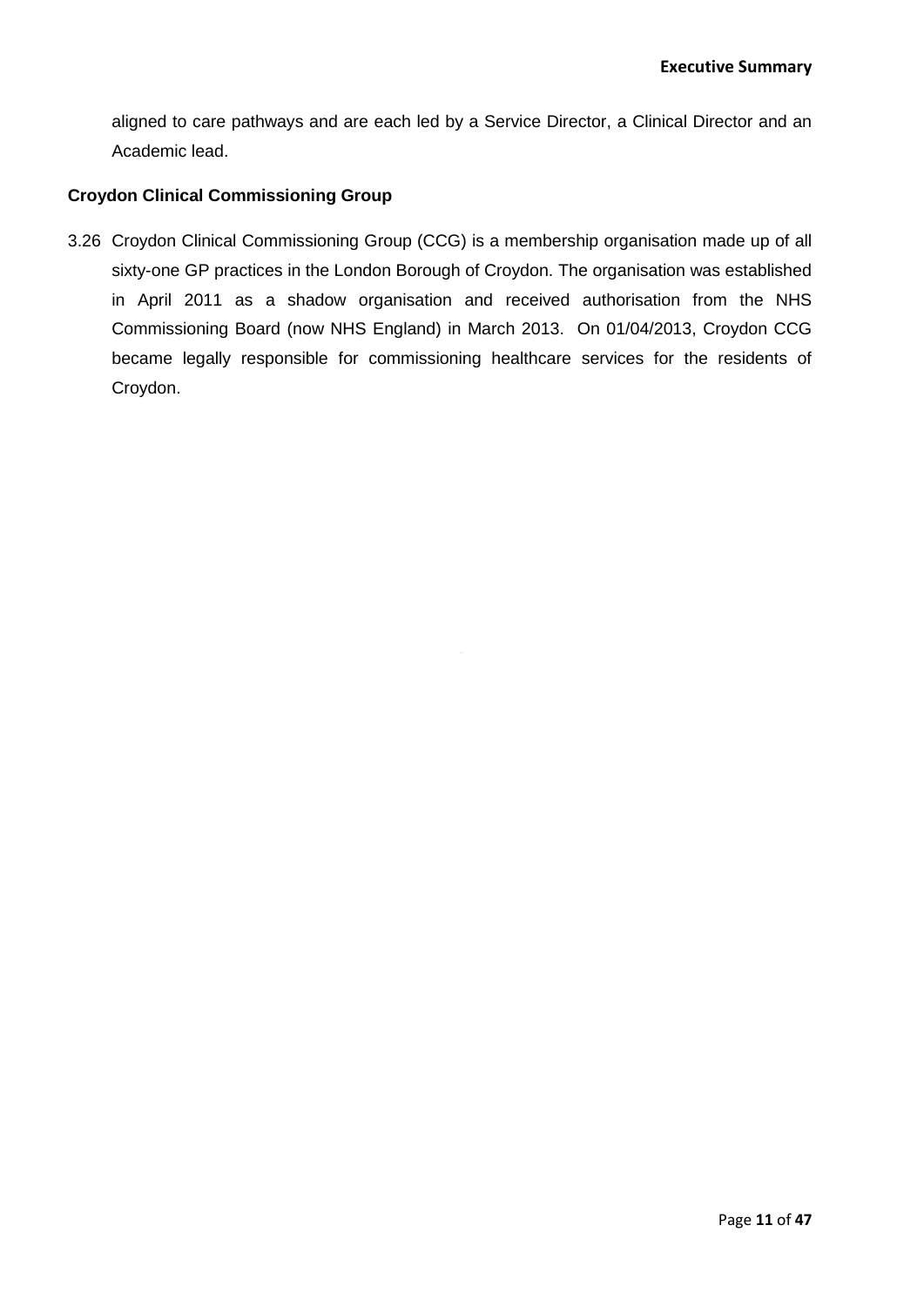aligned to care pathways and are each led by a Service Director, a Clinical Director and an Academic lead.

### Croydon Clinical Commissioning Group

3.26 Croydon Clinical Commissioning Group (CCG) is a membership organisation made up of all sixty-one GP practices in the London Borough of Croydon. The organisation was established in April 2011 as a shadow organisation and received authorisation from the NHS Commissioning Board (now NHS England) in March 2013. On 01/04/2013, Croydon CCG became legally responsible for commissioning healthcare services for the residents of Croydon.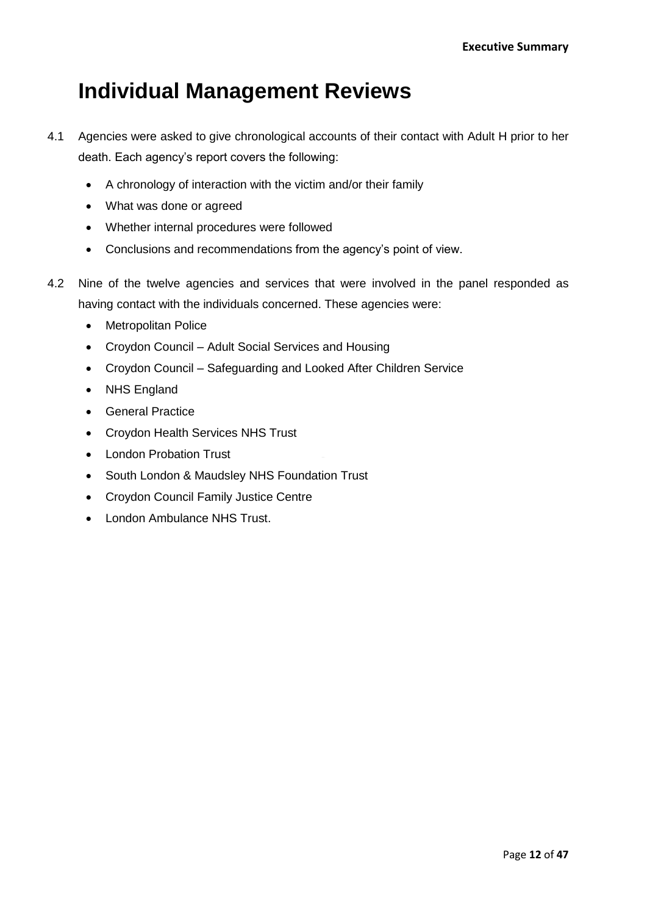# Individual Management Reviews

4.1 Agencies were asked to give chronological accounts of their contact with Adult H prior to her death. Each agency's report covers the following:

- A chronology of interaction with the victim and/or their family
- What was done or agreed
- Whether internal procedures were followed
- Conclusions and recommendations from the agency's point of view.

4.2 Nine of the twelve agencies and services that were involved in the panel responded as having contact with the individuals concerned. These agencies were:

- Metropolitan Police
- Croydon Council – Adult Social Services and Housing
- Croydon Council – Safeguarding and Looked After Children Service
- NHS England
- General Practice
- Croydon Health Services NHS Trust
- London Probation Trust
- South London & Maudsley NHS Foundation Trust
- Croydon Council Family Justice Centre
- London Ambulance NHS Trust.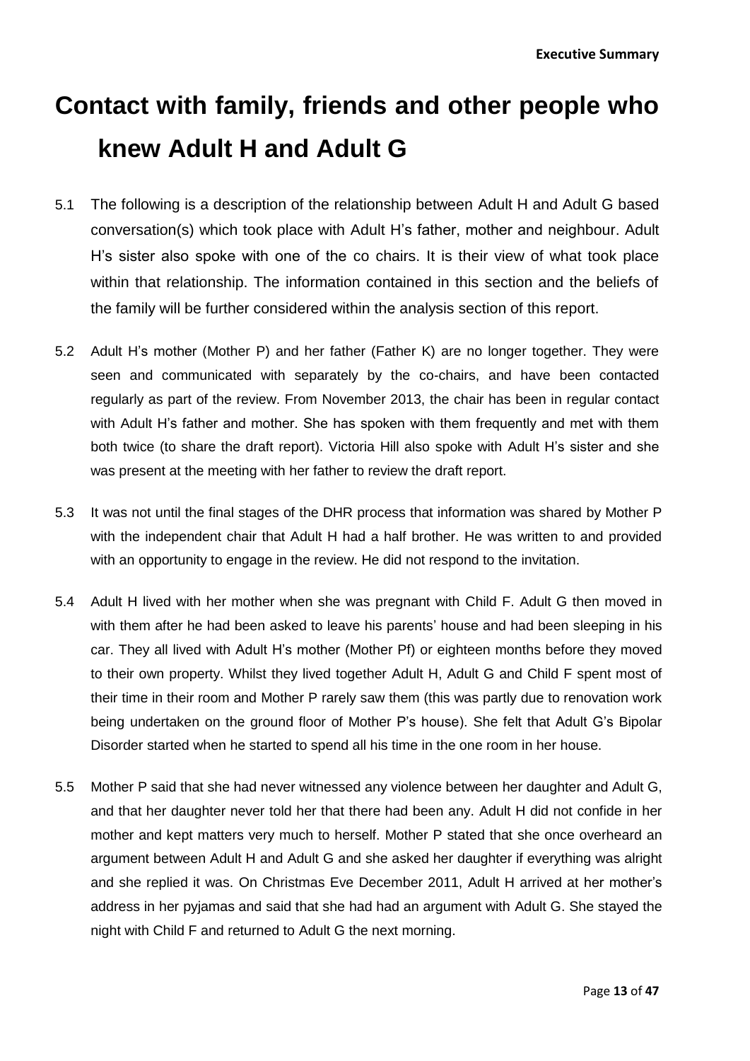# Contact with family, friends and other people who knew Adult H and Adult G

5.1 The following is a description of the relationship between Adult H and Adult G based conversation(s) which took place with Adult H's father, mother and neighbour. Adult H's sister also spoke with one of the co chairs. It is their view of what took place within that relationship. The information contained in this section and the beliefs of the family will be further considered within the analysis section of this report.

5.2 Adult H's mother (Mother P) and her father (Father K) are no longer together. They were seen and communicated with separately by the co-chairs, and have been contacted regularly as part of the review. From November 2013, the chair has been in regular contact with Adult H's father and mother. She has spoken with them frequently and met with them both twice (to share the draft report). Victoria Hill also spoke with Adult H's sister and she was present at the meeting with her father to review the draft report.

5.3 It was not until the final stages of the DHR process that information was shared by Mother P with the independent chair that Adult H had a half brother. He was written to and provided with an opportunity to engage in the review. He did not respond to the invitation.

5.4 Adult H lived with her mother when she was pregnant with Child F. Adult G then moved in with them after he had been asked to leave his parents' house and had been sleeping in his car. They all lived with Adult H's mother (Mother Pf) or eighteen months before they moved to their own property. Whilst they lived together Adult H, Adult G and Child F spent most of their time in their room and Mother P rarely saw them (this was partly due to renovation work being undertaken on the ground floor of Mother P's house). She felt that Adult G's Bipolar Disorder started when he started to spend all his time in the one room in her house.

5.5 Mother P said that she had never witnessed any violence between her daughter and Adult G, and that her daughter never told her that there had been any. Adult H did not confide in her mother and kept matters very much to herself. Mother P stated that she once overheard an argument between Adult H and Adult G and she asked her daughter if everything was alright and she replied it was. On Christmas Eve December 2011, Adult H arrived at her mother's address in her pyjamas and said that she had had an argument with Adult G. She stayed the night with Child F and returned to Adult G the next morning.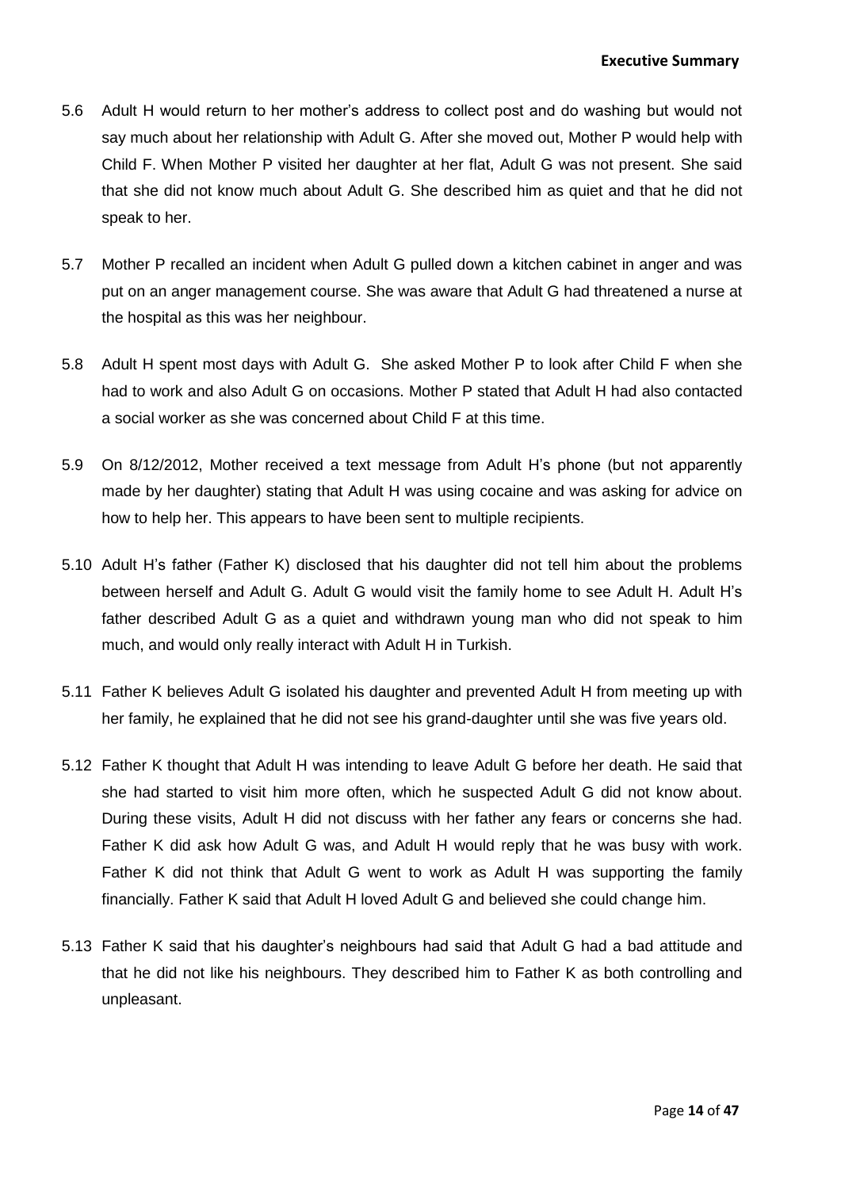5.6 Adult H would return to her mother's address to collect post and do washing but would not say much about her relationship with Adult G. After she moved out, Mother P would help with Child F. When Mother P visited her daughter at her flat, Adult G was not present. She said that she did not know much about Adult G. She described him as quiet and that he did not speak to her.

5.7 Mother P recalled an incident when Adult G pulled down a kitchen cabinet in anger and was put on an anger management course. She was aware that Adult G had threatened a nurse at the hospital as this was her neighbour.

5.8 Adult H spent most days with Adult G. She asked Mother P to look after Child F when she had to work and also Adult G on occasions. Mother P stated that Adult H had also contacted a social worker as she was concerned about Child F at this time.

5.9 On 8/12/2012, Mother received a text message from Adult H's phone (but not apparently made by her daughter) stating that Adult H was using cocaine and was asking for advice on how to help her. This appears to have been sent to multiple recipients.

5.10 Adult H's father (Father K) disclosed that his daughter did not tell him about the problems between herself and Adult G. Adult G would visit the family home to see Adult H. Adult H's father described Adult G as a quiet and withdrawn young man who did not speak to him much, and would only really interact with Adult H in Turkish.

5.11 Father K believes Adult G isolated his daughter and prevented Adult H from meeting up with her family, he explained that he did not see his grand-daughter until she was five years old.

5.12 Father K thought that Adult H was intending to leave Adult G before her death. He said that she had started to visit him more often, which he suspected Adult G did not know about. During these visits, Adult H did not discuss with her father any fears or concerns she had. Father K did ask how Adult G was, and Adult H would reply that he was busy with work. Father K did not think that Adult G went to work as Adult H was supporting the family financially. Father K said that Adult H loved Adult G and believed she could change him.

5.13 Father K said that his daughter's neighbours had said that Adult G had a bad attitude and that he did not like his neighbours. They described him to Father K as both controlling and unpleasant.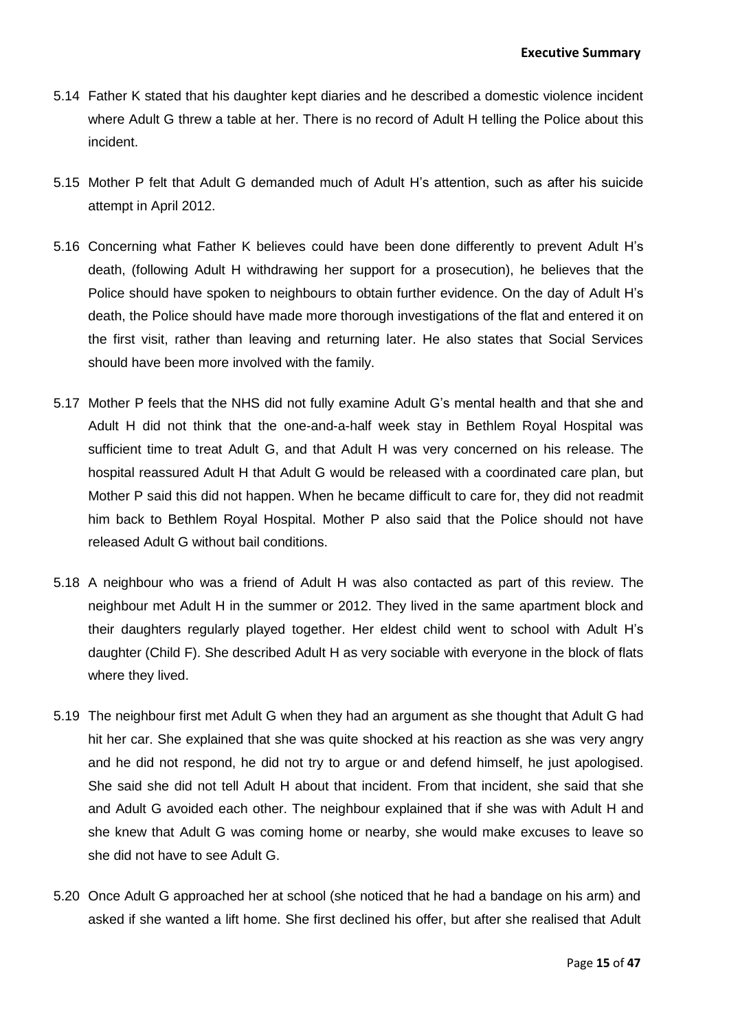5.14 Father K stated that his daughter kept diaries and he described a domestic violence incident where Adult G threw a table at her. There is no record of Adult H telling the Police about this incident.

5.15 Mother P felt that Adult G demanded much of Adult H's attention, such as after his suicide attempt in April 2012.

5.16 Concerning what Father K believes could have been done differently to prevent Adult H's death, (following Adult H withdrawing her support for a prosecution), he believes that the Police should have spoken to neighbours to obtain further evidence. On the day of Adult H's death, the Police should have made more thorough investigations of the flat and entered it on the first visit, rather than leaving and returning later. He also states that Social Services should have been more involved with the family.

5.17 Mother P feels that the NHS did not fully examine Adult G's mental health and that she and Adult H did not think that the one-and-a-half week stay in Bethlem Royal Hospital was sufficient time to treat Adult G, and that Adult H was very concerned on his release. The hospital reassured Adult H that Adult G would be released with a coordinated care plan, but Mother P said this did not happen. When he became difficult to care for, they did not readmit him back to Bethlem Royal Hospital. Mother P also said that the Police should not have released Adult G without bail conditions.

5.18 A neighbour who was a friend of Adult H was also contacted as part of this review. The neighbour met Adult H in the summer or 2012. They lived in the same apartment block and their daughters regularly played together. Her eldest child went to school with Adult H's daughter (Child F). She described Adult H as very sociable with everyone in the block of flats where they lived.

5.19 The neighbour first met Adult G when they had an argument as she thought that Adult G had hit her car. She explained that she was quite shocked at his reaction as she was very angry and he did not respond, he did not try to argue or and defend himself, he just apologised. She said she did not tell Adult H about that incident. From that incident, she said that she and Adult G avoided each other. The neighbour explained that if she was with Adult H and she knew that Adult G was coming home or nearby, she would make excuses to leave so she did not have to see Adult G.

5.20 Once Adult G approached her at school (she noticed that he had a bandage on his arm) and asked if she wanted a lift home. She first declined his offer, but after she realised that Adult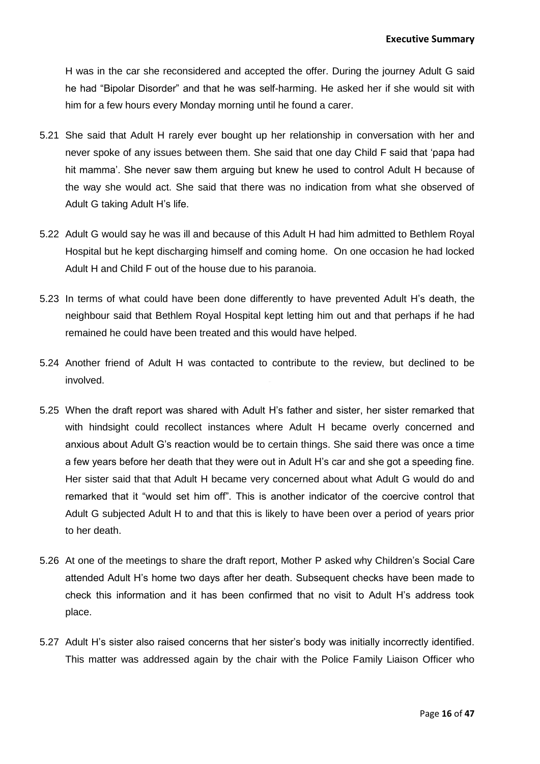H was in the car she reconsidered and accepted the offer. During the journey Adult G said he had "Bipolar Disorder" and that he was self-harming. He asked her if she would sit with him for a few hours every Monday morning until he found a carer.

5.21 She said that Adult H rarely ever bought up her relationship in conversation with her and never spoke of any issues between them. She said that one day Child F said that 'papa had hit mamma'. She never saw them arguing but knew he used to control Adult H because of the way she would act. She said that there was no indication from what she observed of Adult G taking Adult H's life.

5.22 Adult G would say he was ill and because of this Adult H had him admitted to Bethlem Royal Hospital but he kept discharging himself and coming home. On one occasion he had locked Adult H and Child F out of the house due to his paranoia.

5.23 In terms of what could have been done differently to have prevented Adult H's death, the neighbour said that Bethlem Royal Hospital kept letting him out and that perhaps if he had remained he could have been treated and this would have helped.

5.24 Another friend of Adult H was contacted to contribute to the review, but declined to be involved.

5.25 When the draft report was shared with Adult H's father and sister, her sister remarked that with hindsight could recollect instances where Adult H became overly concerned and anxious about Adult G's reaction would be to certain things. She said there was once a time a few years before her death that they were out in Adult H's car and she got a speeding fine. Her sister said that that Adult H became very concerned about what Adult G would do and remarked that it "would set him off". This is another indicator of the coercive control that Adult G subjected Adult H to and that this is likely to have been over a period of years prior to her death.

5.26 At one of the meetings to share the draft report, Mother P asked why Children's Social Care attended Adult H's home two days after her death. Subsequent checks have been made to check this information and it has been confirmed that no visit to Adult H's address took place.

5.27 Adult H's sister also raised concerns that her sister's body was initially incorrectly identified. This matter was addressed again by the chair with the Police Family Liaison Officer who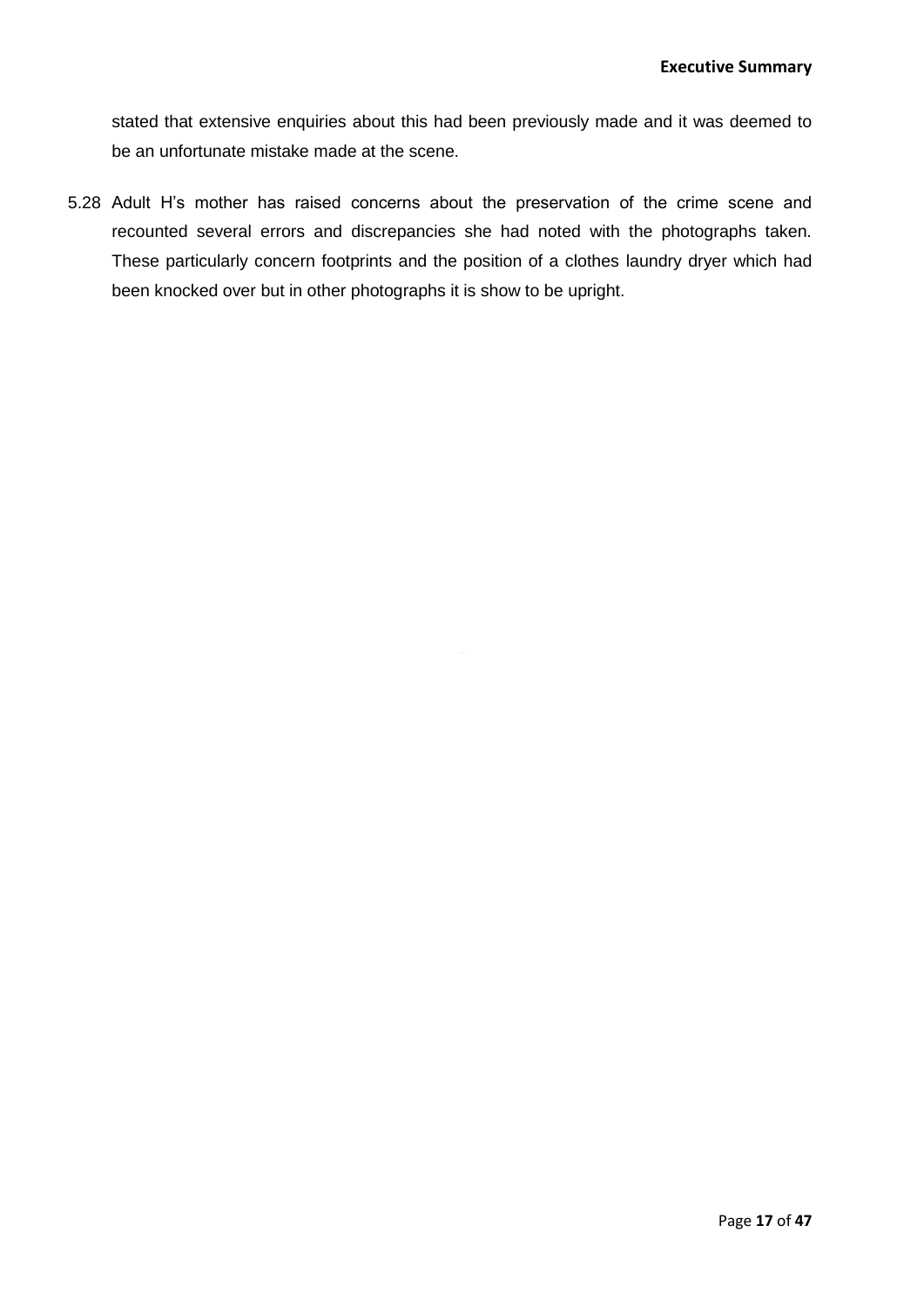stated that extensive enquiries about this had been previously made and it was deemed to be an unfortunate mistake made at the scene.

5.28 Adult H's mother has raised concerns about the preservation of the crime scene and recounted several errors and discrepancies she had noted with the photographs taken. These particularly concern footprints and the position of a clothes laundry dryer which had been knocked over but in other photographs it is show to be upright.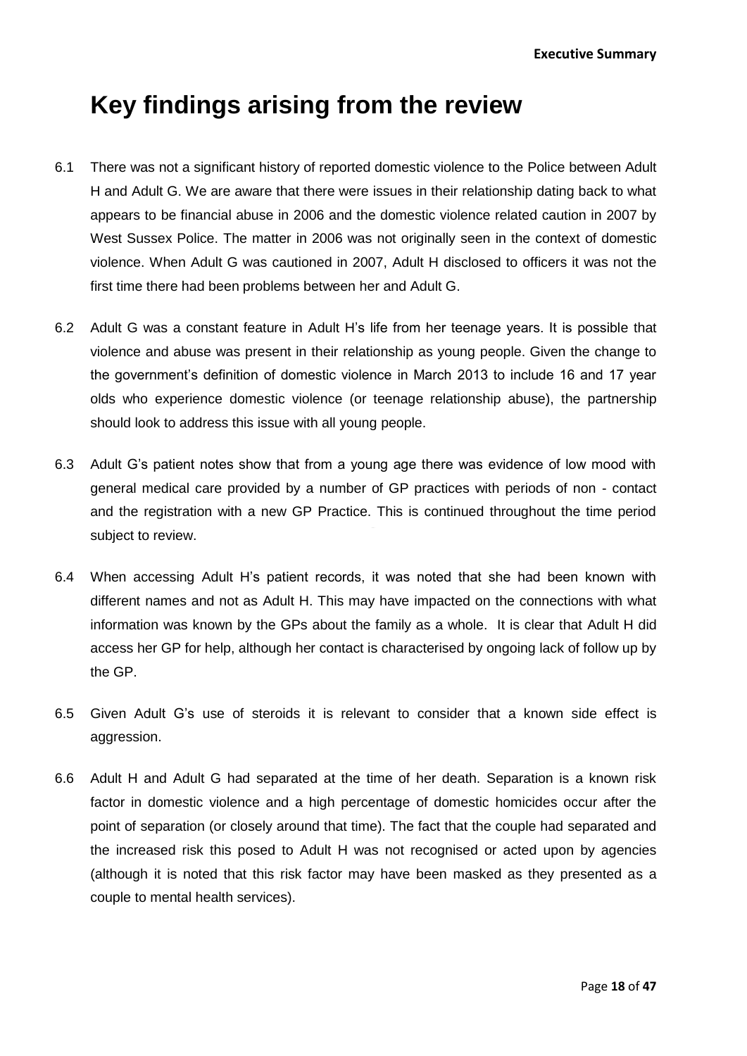# Key findings arising from the review

6.1 There was not a significant history of reported domestic violence to the Police between Adult H and Adult G. We are aware that there were issues in their relationship dating back to what appears to be financial abuse in 2006 and the domestic violence related caution in 2007 by West Sussex Police. The matter in 2006 was not originally seen in the context of domestic violence. When Adult G was cautioned in 2007, Adult H disclosed to officers it was not the first time there had been problems between her and Adult G.

6.2 Adult G was a constant feature in Adult H's life from her teenage years. It is possible that violence and abuse was present in their relationship as young people. Given the change to the government's definition of domestic violence in March 2013 to include 16 and 17 year olds who experience domestic violence (or teenage relationship abuse), the partnership should look to address this issue with all young people.

6.3 Adult G's patient notes show that from a young age there was evidence of low mood with general medical care provided by a number of GP practices with periods of non - contact and the registration with a new GP Practice. This is continued throughout the time period subject to review.

6.4 When accessing Adult H's patient records, it was noted that she had been known with different names and not as Adult H. This may have impacted on the connections with what information was known by the GPs about the family as a whole. It is clear that Adult H did access her GP for help, although her contact is characterised by ongoing lack of follow up by the GP.

6.5 Given Adult G's use of steroids it is relevant to consider that a known side effect is aggression.

6.6 Adult H and Adult G had separated at the time of her death. Separation is a known risk factor in domestic violence and a high percentage of domestic homicides occur after the point of separation (or closely around that time). The fact that the couple had separated and the increased risk this posed to Adult H was not recognised or acted upon by agencies (although it is noted that this risk factor may have been masked as they presented as a couple to mental health services).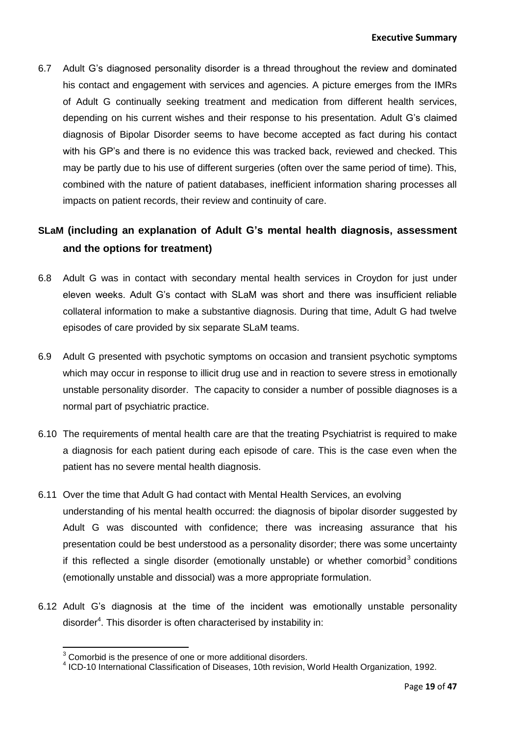6.7 Adult G's diagnosed personality disorder is a thread throughout the review and dominated his contact and engagement with services and agencies. A picture emerges from the IMRs of Adult G continually seeking treatment and medication from different health services, depending on his current wishes and their response to his presentation. Adult G's claimed diagnosis of Bipolar Disorder seems to have become accepted as fact during his contact with his GP's and there is no evidence this was tracked back, reviewed and checked. This may be partly due to his use of different surgeries (often over the same period of time). This, combined with the nature of patient databases, inefficient information sharing processes all impacts on patient records, their review and continuity of care.

## SLaM (including an explanation of Adult G's mental health diagnosis, assessment and the options for treatment)

6.8 Adult G was in contact with secondary mental health services in Croydon for just under eleven weeks. Adult G's contact with SLaM was short and there was insufficient reliable collateral information to make a substantive diagnosis. During that time, Adult G had twelve episodes of care provided by six separate SLaM teams.

6.9 Adult G presented with psychotic symptoms on occasion and transient psychotic symptoms which may occur in response to illicit drug use and in reaction to severe stress in emotionally unstable personality disorder. The capacity to consider a number of possible diagnoses is a normal part of psychiatric practice.

6.10 The requirements of mental health care are that the treating Psychiatrist is required to make a diagnosis for each patient during each episode of care. This is the case even when the patient has no severe mental health diagnosis.

6.11 Over the time that Adult G had contact with Mental Health Services, an evolving understanding of his mental health occurred: the diagnosis of bipolar disorder suggested by Adult G was discounted with confidence; there was increasing assurance that his presentation could be best understood as a personality disorder; there was some uncertainty if this reflected a single disorder (emotionally unstable) or whether comorbid[3] conditions (emotionally unstable and dissocial) was a more appropriate formulation.

6.12 Adult G's diagnosis at the time of the incident was emotionally unstable personality disorder[4]. This disorder is often characterised by instability in:

[3] Comorbid is the presence of one or more additional disorders.

[4] ICD-10 International Classification of Diseases, 10th revision, World Health Organization, 1992.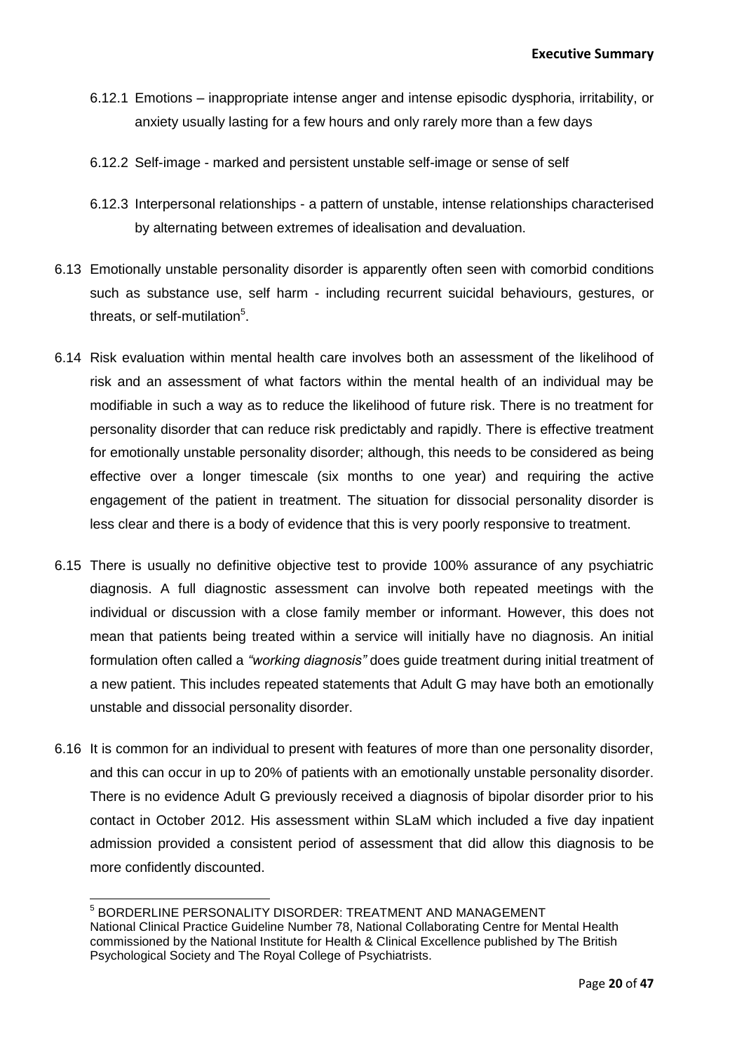6.12.1 Emotions – inappropriate intense anger and intense episodic dysphoria, irritability, or anxiety usually lasting for a few hours and only rarely more than a few days

6.12.2 Self-image - marked and persistent unstable self-image or sense of self

6.12.3 Interpersonal relationships - a pattern of unstable, intense relationships characterised by alternating between extremes of idealisation and devaluation.

6.13 Emotionally unstable personality disorder is apparently often seen with comorbid conditions such as substance use, self harm - including recurrent suicidal behaviours, gestures, or threats, or self-mutilation[5].

6.14 Risk evaluation within mental health care involves both an assessment of the likelihood of risk and an assessment of what factors within the mental health of an individual may be modifiable in such a way as to reduce the likelihood of future risk. There is no treatment for personality disorder that can reduce risk predictably and rapidly. There is effective treatment for emotionally unstable personality disorder; although, this needs to be considered as being effective over a longer timescale (six months to one year) and requiring the active engagement of the patient in treatment. The situation for dissocial personality disorder is less clear and there is a body of evidence that this is very poorly responsive to treatment.

6.15 There is usually no definitive objective test to provide 100% assurance of any psychiatric diagnosis. A full diagnostic assessment can involve both repeated meetings with the individual or discussion with a close family member or informant. However, this does not mean that patients being treated within a service will initially have no diagnosis. An initial formulation often called a *"working diagnosis"* does guide treatment during initial treatment of a new patient. This includes repeated statements that Adult G may have both an emotionally unstable and dissocial personality disorder.

6.16 It is common for an individual to present with features of more than one personality disorder, and this can occur in up to 20% of patients with an emotionally unstable personality disorder. There is no evidence Adult G previously received a diagnosis of bipolar disorder prior to his contact in October 2012. His assessment within SLaM which included a five day inpatient admission provided a consistent period of assessment that did allow this diagnosis to be more confidently discounted.

---

[5] BORDERLINE PERSONALITY DISORDER: TREATMENT AND MANAGEMENT National Clinical Practice Guideline Number 78, National Collaborating Centre for Mental Health commissioned by the National Institute for Health & Clinical Excellence published by The British Psychological Society and The Royal College of Psychiatrists.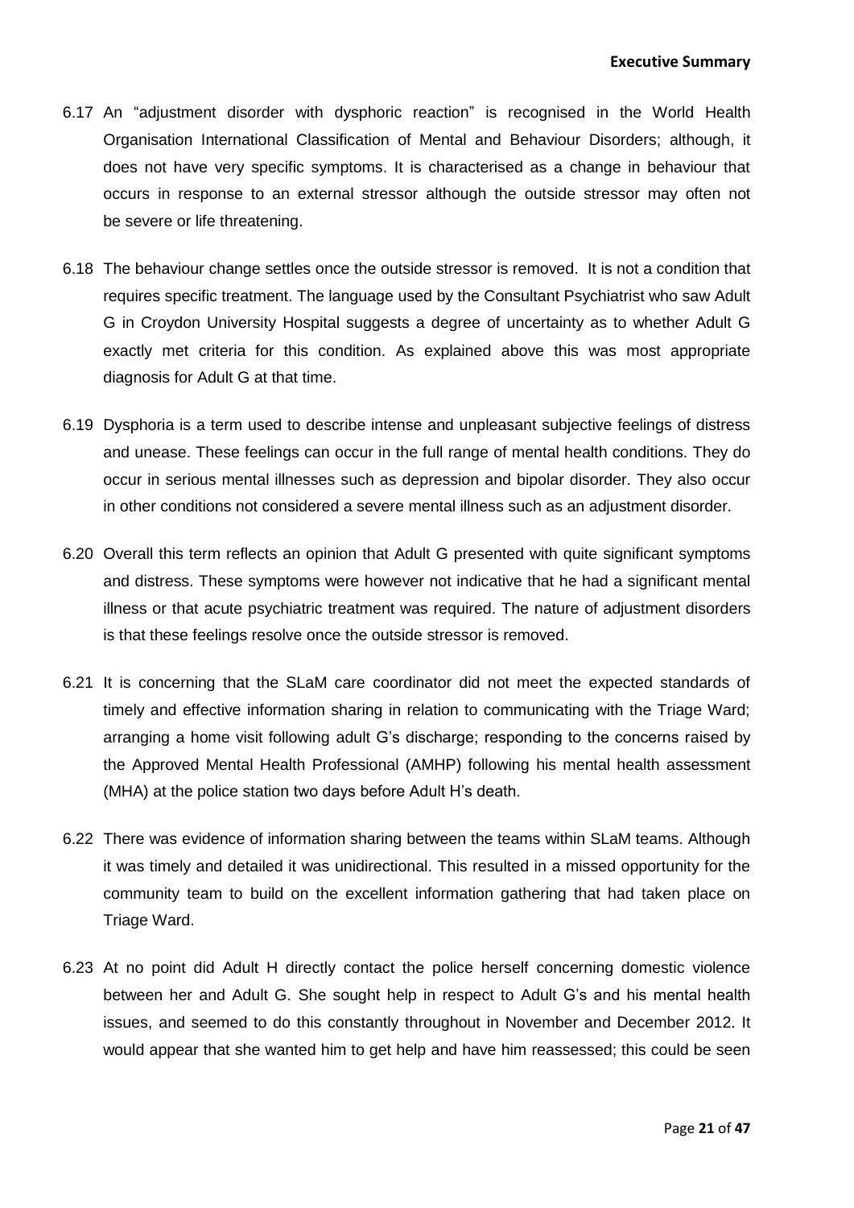6.17 An "adjustment disorder with dysphoric reaction" is recognised in the World Health Organisation International Classification of Mental and Behaviour Disorders; although, it does not have very specific symptoms. It is characterised as a change in behaviour that occurs in response to an external stressor although the outside stressor may often not be severe or life threatening.

6.18 The behaviour change settles once the outside stressor is removed. It is not a condition that requires specific treatment. The language used by the Consultant Psychiatrist who saw Adult G in Croydon University Hospital suggests a degree of uncertainty as to whether Adult G exactly met criteria for this condition. As explained above this was most appropriate diagnosis for Adult G at that time.

6.19 Dysphoria is a term used to describe intense and unpleasant subjective feelings of distress and unease. These feelings can occur in the full range of mental health conditions. They do occur in serious mental illnesses such as depression and bipolar disorder. They also occur in other conditions not considered a severe mental illness such as an adjustment disorder.

6.20 Overall this term reflects an opinion that Adult G presented with quite significant symptoms and distress. These symptoms were however not indicative that he had a significant mental illness or that acute psychiatric treatment was required. The nature of adjustment disorders is that these feelings resolve once the outside stressor is removed.

6.21 It is concerning that the SLaM care coordinator did not meet the expected standards of timely and effective information sharing in relation to communicating with the Triage Ward; arranging a home visit following adult G's discharge; responding to the concerns raised by the Approved Mental Health Professional (AMHP) following his mental health assessment (MHA) at the police station two days before Adult H's death.

6.22 There was evidence of information sharing between the teams within SLaM teams. Although it was timely and detailed it was unidirectional. This resulted in a missed opportunity for the community team to build on the excellent information gathering that had taken place on Triage Ward.

6.23 At no point did Adult H directly contact the police herself concerning domestic violence between her and Adult G. She sought help in respect to Adult G's and his mental health issues, and seemed to do this constantly throughout in November and December 2012. It would appear that she wanted him to get help and have him reassessed; this could be seen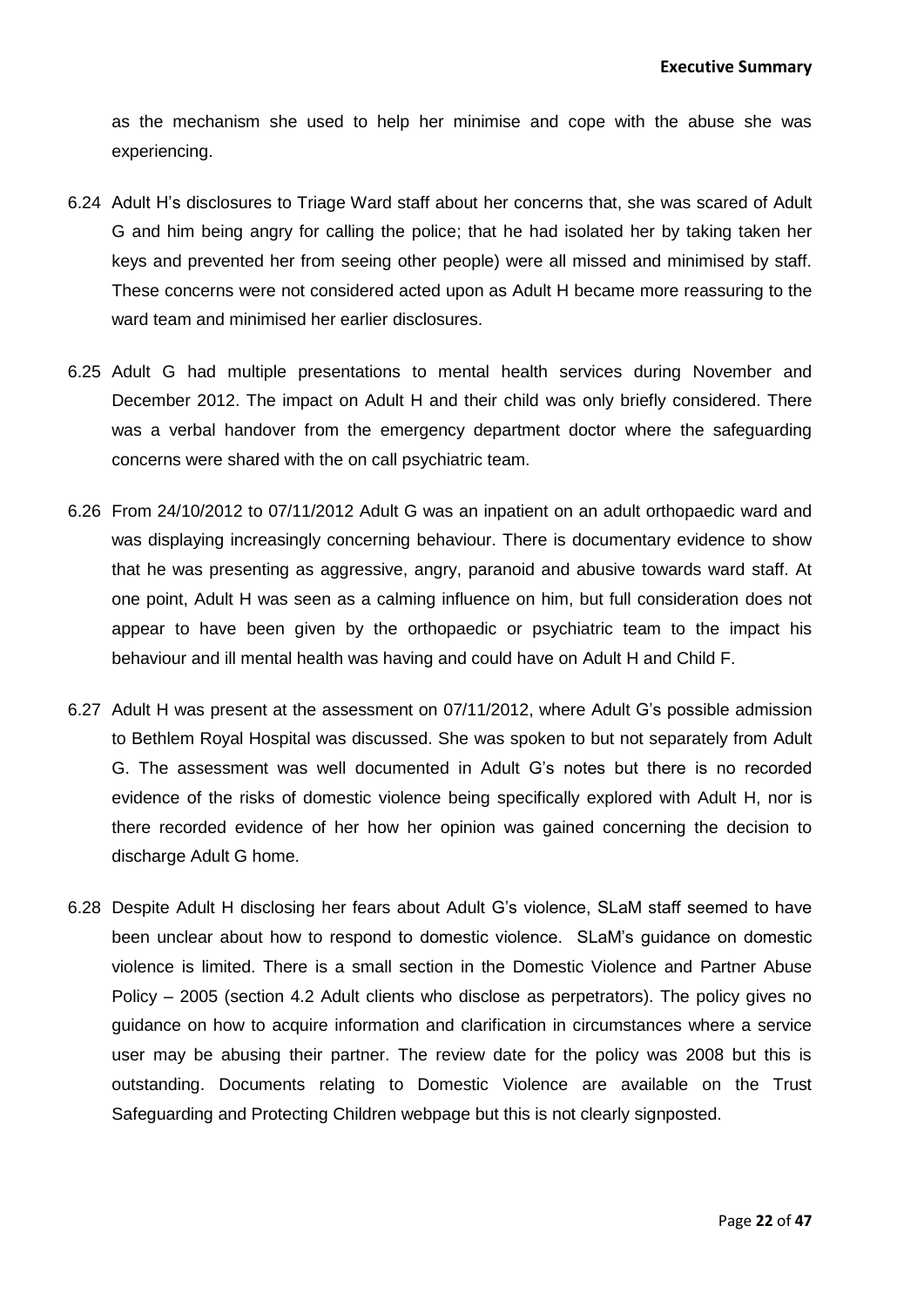as the mechanism she used to help her minimise and cope with the abuse she was experiencing.

6.24 Adult H's disclosures to Triage Ward staff about her concerns that, she was scared of Adult G and him being angry for calling the police; that he had isolated her by taking taken her keys and prevented her from seeing other people) were all missed and minimised by staff. These concerns were not considered acted upon as Adult H became more reassuring to the ward team and minimised her earlier disclosures.

6.25 Adult G had multiple presentations to mental health services during November and December 2012. The impact on Adult H and their child was only briefly considered. There was a verbal handover from the emergency department doctor where the safeguarding concerns were shared with the on call psychiatric team.

6.26 From 24/10/2012 to 07/11/2012 Adult G was an inpatient on an adult orthopaedic ward and was displaying increasingly concerning behaviour. There is documentary evidence to show that he was presenting as aggressive, angry, paranoid and abusive towards ward staff. At one point, Adult H was seen as a calming influence on him, but full consideration does not appear to have been given by the orthopaedic or psychiatric team to the impact his behaviour and ill mental health was having and could have on Adult H and Child F.

6.27 Adult H was present at the assessment on 07/11/2012, where Adult G's possible admission to Bethlem Royal Hospital was discussed. She was spoken to but not separately from Adult G. The assessment was well documented in Adult G's notes but there is no recorded evidence of the risks of domestic violence being specifically explored with Adult H, nor is there recorded evidence of her how her opinion was gained concerning the decision to discharge Adult G home.

6.28 Despite Adult H disclosing her fears about Adult G's violence, SLaM staff seemed to have been unclear about how to respond to domestic violence. SLaM's guidance on domestic violence is limited. There is a small section in the Domestic Violence and Partner Abuse Policy – 2005 (section 4.2 Adult clients who disclose as perpetrators). The policy gives no guidance on how to acquire information and clarification in circumstances where a service user may be abusing their partner. The review date for the policy was 2008 but this is outstanding. Documents relating to Domestic Violence are available on the Trust Safeguarding and Protecting Children webpage but this is not clearly signposted.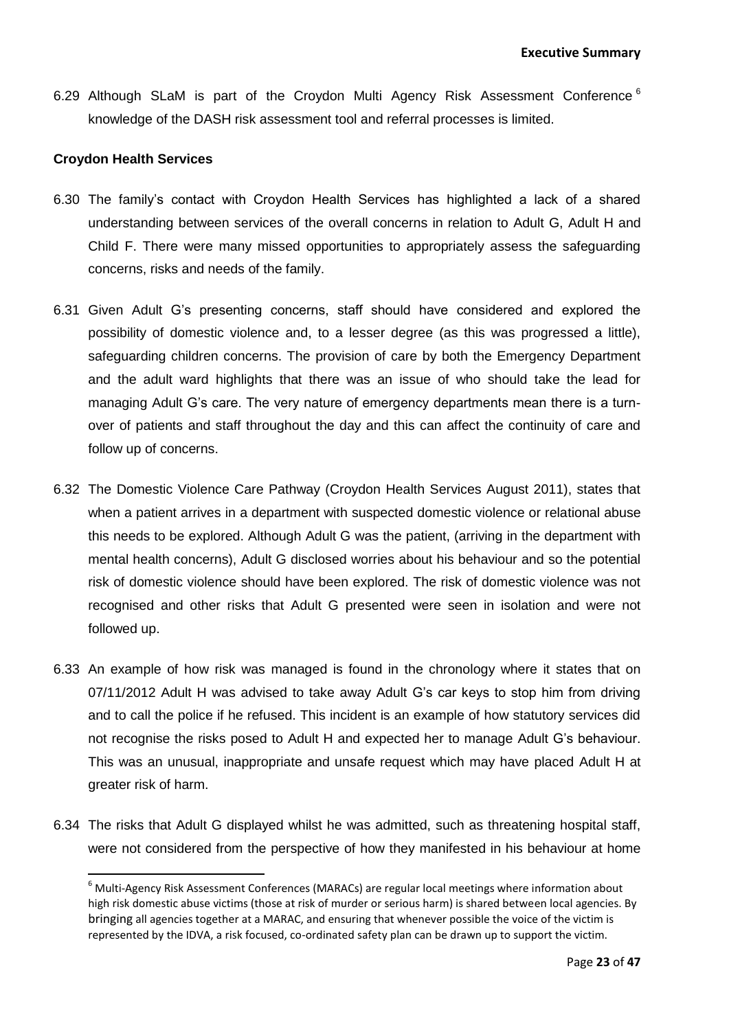6.29 Although SLaM is part of the Croydon Multi Agency Risk Assessment Conference [6] knowledge of the DASH risk assessment tool and referral processes is limited.

**Croydon Health Services**

6.30 The family's contact with Croydon Health Services has highlighted a lack of a shared understanding between services of the overall concerns in relation to Adult G, Adult H and Child F. There were many missed opportunities to appropriately assess the safeguarding concerns, risks and needs of the family.

6.31 Given Adult G's presenting concerns, staff should have considered and explored the possibility of domestic violence and, to a lesser degree (as this was progressed a little), safeguarding children concerns. The provision of care by both the Emergency Department and the adult ward highlights that there was an issue of who should take the lead for managing Adult G's care. The very nature of emergency departments mean there is a turn-over of patients and staff throughout the day and this can affect the continuity of care and follow up of concerns.

6.32 The Domestic Violence Care Pathway (Croydon Health Services August 2011), states that when a patient arrives in a department with suspected domestic violence or relational abuse this needs to be explored. Although Adult G was the patient, (arriving in the department with mental health concerns), Adult G disclosed worries about his behaviour and so the potential risk of domestic violence should have been explored. The risk of domestic violence was not recognised and other risks that Adult G presented were seen in isolation and were not followed up.

6.33 An example of how risk was managed is found in the chronology where it states that on 07/11/2012 Adult H was advised to take away Adult G's car keys to stop him from driving and to call the police if he refused. This incident is an example of how statutory services did not recognise the risks posed to Adult H and expected her to manage Adult G's behaviour. This was an unusual, inappropriate and unsafe request which may have placed Adult H at greater risk of harm.

6.34 The risks that Adult G displayed whilst he was admitted, such as threatening hospital staff, were not considered from the perspective of how they manifested in his behaviour at home

[6] Multi-Agency Risk Assessment Conferences (MARACs) are regular local meetings where information about high risk domestic abuse victims (those at risk of murder or serious harm) is shared between local agencies. By bringing all agencies together at a MARAC, and ensuring that whenever possible the voice of the victim is represented by the IDVA, a risk focused, co-ordinated safety plan can be drawn up to support the victim.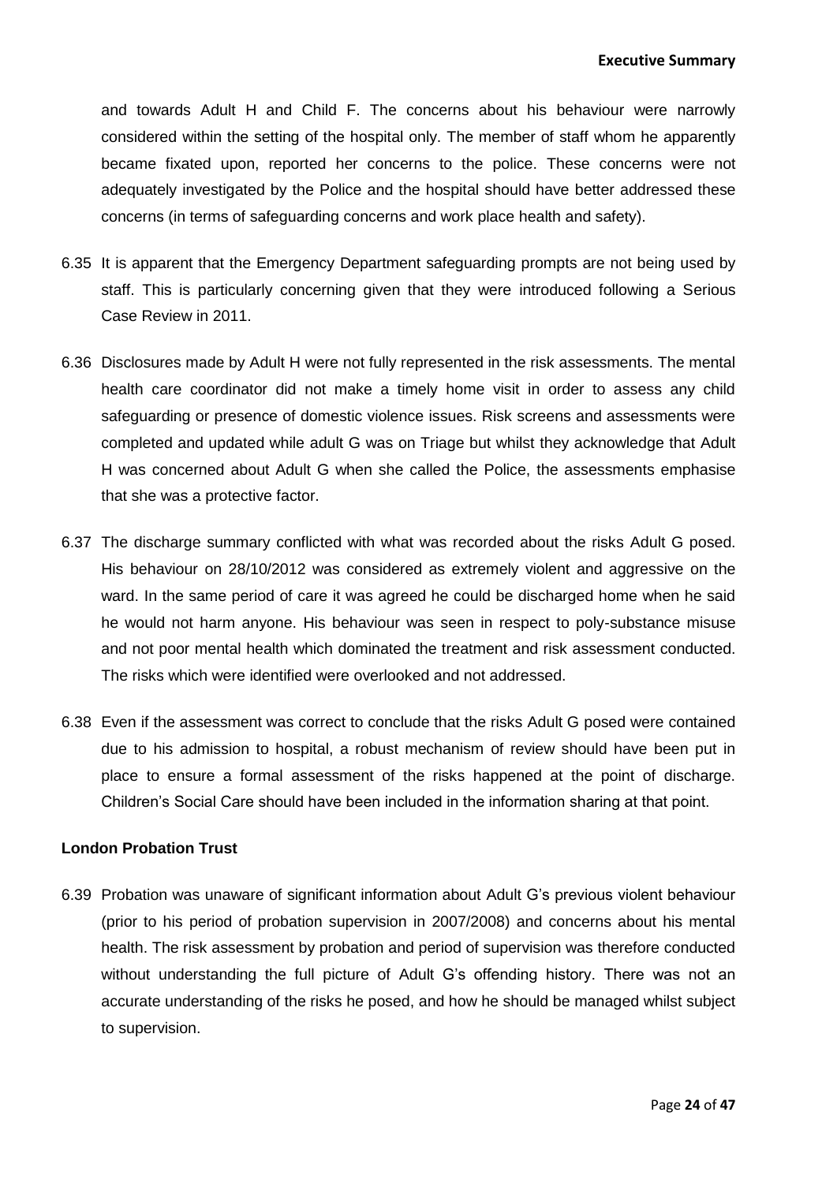and towards Adult H and Child F. The concerns about his behaviour were narrowly considered within the setting of the hospital only. The member of staff whom he apparently became fixated upon, reported her concerns to the police. These concerns were not adequately investigated by the Police and the hospital should have better addressed these concerns (in terms of safeguarding concerns and work place health and safety).

6.35 It is apparent that the Emergency Department safeguarding prompts are not being used by staff. This is particularly concerning given that they were introduced following a Serious Case Review in 2011.

6.36 Disclosures made by Adult H were not fully represented in the risk assessments. The mental health care coordinator did not make a timely home visit in order to assess any child safeguarding or presence of domestic violence issues. Risk screens and assessments were completed and updated while adult G was on Triage but whilst they acknowledge that Adult H was concerned about Adult G when she called the Police, the assessments emphasise that she was a protective factor.

6.37 The discharge summary conflicted with what was recorded about the risks Adult G posed. His behaviour on 28/10/2012 was considered as extremely violent and aggressive on the ward. In the same period of care it was agreed he could be discharged home when he said he would not harm anyone. His behaviour was seen in respect to poly-substance misuse and not poor mental health which dominated the treatment and risk assessment conducted. The risks which were identified were overlooked and not addressed.

6.38 Even if the assessment was correct to conclude that the risks Adult G posed were contained due to his admission to hospital, a robust mechanism of review should have been put in place to ensure a formal assessment of the risks happened at the point of discharge. Children's Social Care should have been included in the information sharing at that point.

**London Probation Trust**

6.39 Probation was unaware of significant information about Adult G's previous violent behaviour (prior to his period of probation supervision in 2007/2008) and concerns about his mental health. The risk assessment by probation and period of supervision was therefore conducted without understanding the full picture of Adult G's offending history. There was not an accurate understanding of the risks he posed, and how he should be managed whilst subject to supervision.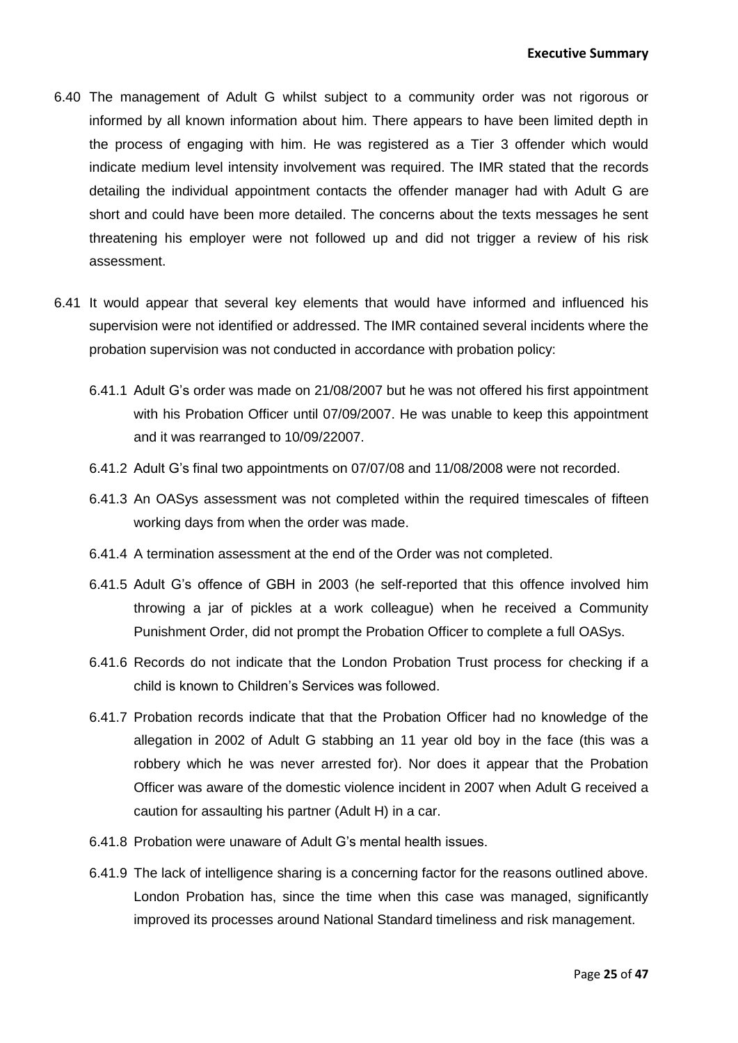6.40 The management of Adult G whilst subject to a community order was not rigorous or informed by all known information about him. There appears to have been limited depth in the process of engaging with him. He was registered as a Tier 3 offender which would indicate medium level intensity involvement was required. The IMR stated that the records detailing the individual appointment contacts the offender manager had with Adult G are short and could have been more detailed. The concerns about the texts messages he sent threatening his employer were not followed up and did not trigger a review of his risk assessment.

6.41 It would appear that several key elements that would have informed and influenced his supervision were not identified or addressed. The IMR contained several incidents where the probation supervision was not conducted in accordance with probation policy:

6.41.1 Adult G's order was made on 21/08/2007 but he was not offered his first appointment with his Probation Officer until 07/09/2007. He was unable to keep this appointment and it was rearranged to 10/09/22007.

6.41.2 Adult G's final two appointments on 07/07/08 and 11/08/2008 were not recorded.

6.41.3 An OASys assessment was not completed within the required timescales of fifteen working days from when the order was made.

6.41.4 A termination assessment at the end of the Order was not completed.

6.41.5 Adult G's offence of GBH in 2003 (he self-reported that this offence involved him throwing a jar of pickles at a work colleague) when he received a Community Punishment Order, did not prompt the Probation Officer to complete a full OASys.

6.41.6 Records do not indicate that the London Probation Trust process for checking if a child is known to Children's Services was followed.

6.41.7 Probation records indicate that that the Probation Officer had no knowledge of the allegation in 2002 of Adult G stabbing an 11 year old boy in the face (this was a robbery which he was never arrested for). Nor does it appear that the Probation Officer was aware of the domestic violence incident in 2007 when Adult G received a caution for assaulting his partner (Adult H) in a car.

6.41.8 Probation were unaware of Adult G's mental health issues.

6.41.9 The lack of intelligence sharing is a concerning factor for the reasons outlined above. London Probation has, since the time when this case was managed, significantly improved its processes around National Standard timeliness and risk management.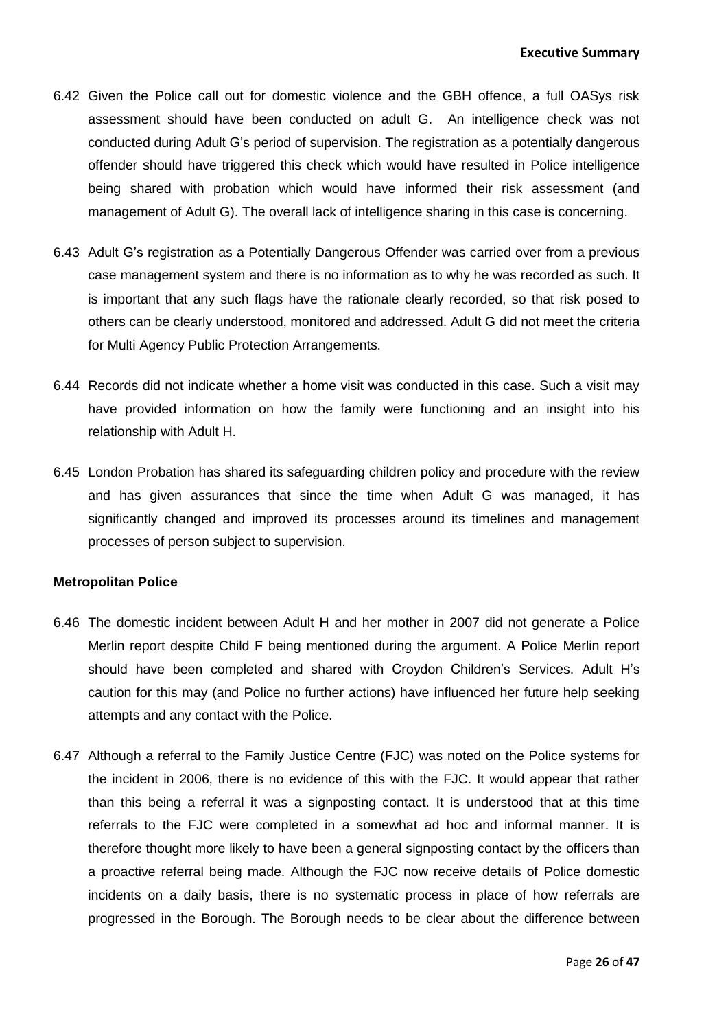6.42 Given the Police call out for domestic violence and the GBH offence, a full OASys risk assessment should have been conducted on adult G. An intelligence check was not conducted during Adult G's period of supervision. The registration as a potentially dangerous offender should have triggered this check which would have resulted in Police intelligence being shared with probation which would have informed their risk assessment (and management of Adult G). The overall lack of intelligence sharing in this case is concerning.

6.43 Adult G's registration as a Potentially Dangerous Offender was carried over from a previous case management system and there is no information as to why he was recorded as such. It is important that any such flags have the rationale clearly recorded, so that risk posed to others can be clearly understood, monitored and addressed. Adult G did not meet the criteria for Multi Agency Public Protection Arrangements.

6.44 Records did not indicate whether a home visit was conducted in this case. Such a visit may have provided information on how the family were functioning and an insight into his relationship with Adult H.

6.45 London Probation has shared its safeguarding children policy and procedure with the review and has given assurances that since the time when Adult G was managed, it has significantly changed and improved its processes around its timelines and management processes of person subject to supervision.

**Metropolitan Police**

6.46 The domestic incident between Adult H and her mother in 2007 did not generate a Police Merlin report despite Child F being mentioned during the argument. A Police Merlin report should have been completed and shared with Croydon Children's Services. Adult H's caution for this may (and Police no further actions) have influenced her future help seeking attempts and any contact with the Police.

6.47 Although a referral to the Family Justice Centre (FJC) was noted on the Police systems for the incident in 2006, there is no evidence of this with the FJC. It would appear that rather than this being a referral it was a signposting contact. It is understood that at this time referrals to the FJC were completed in a somewhat ad hoc and informal manner. It is therefore thought more likely to have been a general signposting contact by the officers than a proactive referral being made. Although the FJC now receive details of Police domestic incidents on a daily basis, there is no systematic process in place of how referrals are progressed in the Borough. The Borough needs to be clear about the difference between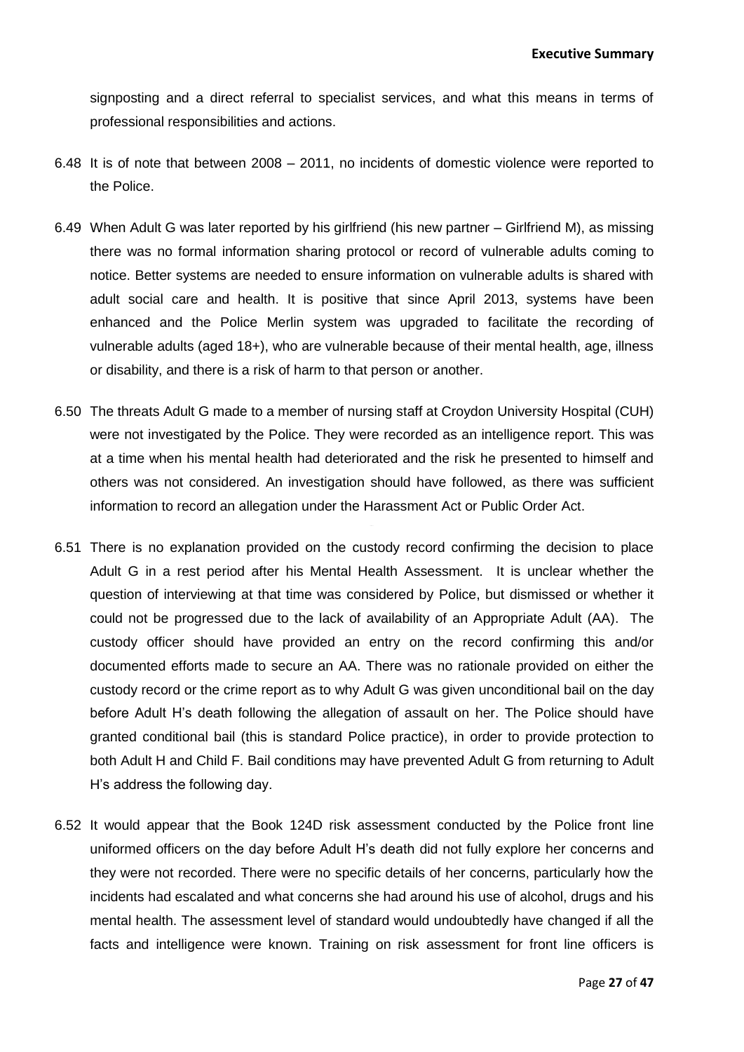signposting and a direct referral to specialist services, and what this means in terms of professional responsibilities and actions.

6.48 It is of note that between 2008 – 2011, no incidents of domestic violence were reported to the Police.

6.49 When Adult G was later reported by his girlfriend (his new partner – Girlfriend M), as missing there was no formal information sharing protocol or record of vulnerable adults coming to notice. Better systems are needed to ensure information on vulnerable adults is shared with adult social care and health. It is positive that since April 2013, systems have been enhanced and the Police Merlin system was upgraded to facilitate the recording of vulnerable adults (aged 18+), who are vulnerable because of their mental health, age, illness or disability, and there is a risk of harm to that person or another.

6.50 The threats Adult G made to a member of nursing staff at Croydon University Hospital (CUH) were not investigated by the Police. They were recorded as an intelligence report. This was at a time when his mental health had deteriorated and the risk he presented to himself and others was not considered. An investigation should have followed, as there was sufficient information to record an allegation under the Harassment Act or Public Order Act.

6.51 There is no explanation provided on the custody record confirming the decision to place Adult G in a rest period after his Mental Health Assessment. It is unclear whether the question of interviewing at that time was considered by Police, but dismissed or whether it could not be progressed due to the lack of availability of an Appropriate Adult (AA). The custody officer should have provided an entry on the record confirming this and/or documented efforts made to secure an AA. There was no rationale provided on either the custody record or the crime report as to why Adult G was given unconditional bail on the day before Adult H's death following the allegation of assault on her. The Police should have granted conditional bail (this is standard Police practice), in order to provide protection to both Adult H and Child F. Bail conditions may have prevented Adult G from returning to Adult H's address the following day.

6.52 It would appear that the Book 124D risk assessment conducted by the Police front line uniformed officers on the day before Adult H's death did not fully explore her concerns and they were not recorded. There were no specific details of her concerns, particularly how the incidents had escalated and what concerns she had around his use of alcohol, drugs and his mental health. The assessment level of standard would undoubtedly have changed if all the facts and intelligence were known. Training on risk assessment for front line officers is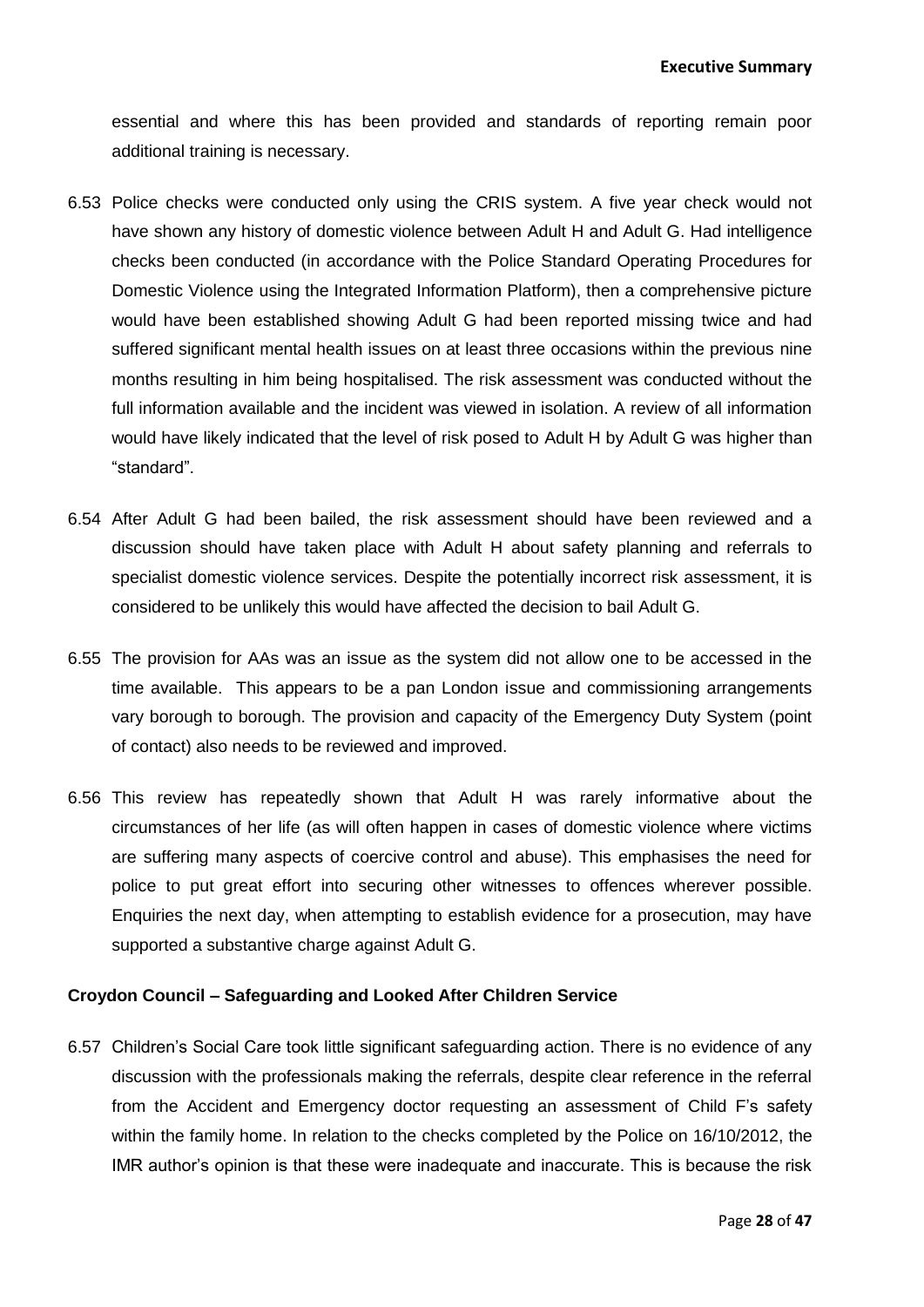essential and where this has been provided and standards of reporting remain poor additional training is necessary.

6.53 Police checks were conducted only using the CRIS system. A five year check would not have shown any history of domestic violence between Adult H and Adult G. Had intelligence checks been conducted (in accordance with the Police Standard Operating Procedures for Domestic Violence using the Integrated Information Platform), then a comprehensive picture would have been established showing Adult G had been reported missing twice and had suffered significant mental health issues on at least three occasions within the previous nine months resulting in him being hospitalised. The risk assessment was conducted without the full information available and the incident was viewed in isolation. A review of all information would have likely indicated that the level of risk posed to Adult H by Adult G was higher than "standard".

6.54 After Adult G had been bailed, the risk assessment should have been reviewed and a discussion should have taken place with Adult H about safety planning and referrals to specialist domestic violence services. Despite the potentially incorrect risk assessment, it is considered to be unlikely this would have affected the decision to bail Adult G.

6.55 The provision for AAs was an issue as the system did not allow one to be accessed in the time available. This appears to be a pan London issue and commissioning arrangements vary borough to borough. The provision and capacity of the Emergency Duty System (point of contact) also needs to be reviewed and improved.

6.56 This review has repeatedly shown that Adult H was rarely informative about the circumstances of her life (as will often happen in cases of domestic violence where victims are suffering many aspects of coercive control and abuse). This emphasises the need for police to put great effort into securing other witnesses to offences wherever possible. Enquiries the next day, when attempting to establish evidence for a prosecution, may have supported a substantive charge against Adult G.

**Croydon Council – Safeguarding and Looked After Children Service**

6.57 Children's Social Care took little significant safeguarding action. There is no evidence of any discussion with the professionals making the referrals, despite clear reference in the referral from the Accident and Emergency doctor requesting an assessment of Child F's safety within the family home. In relation to the checks completed by the Police on 16/10/2012, the IMR author's opinion is that these were inadequate and inaccurate. This is because the risk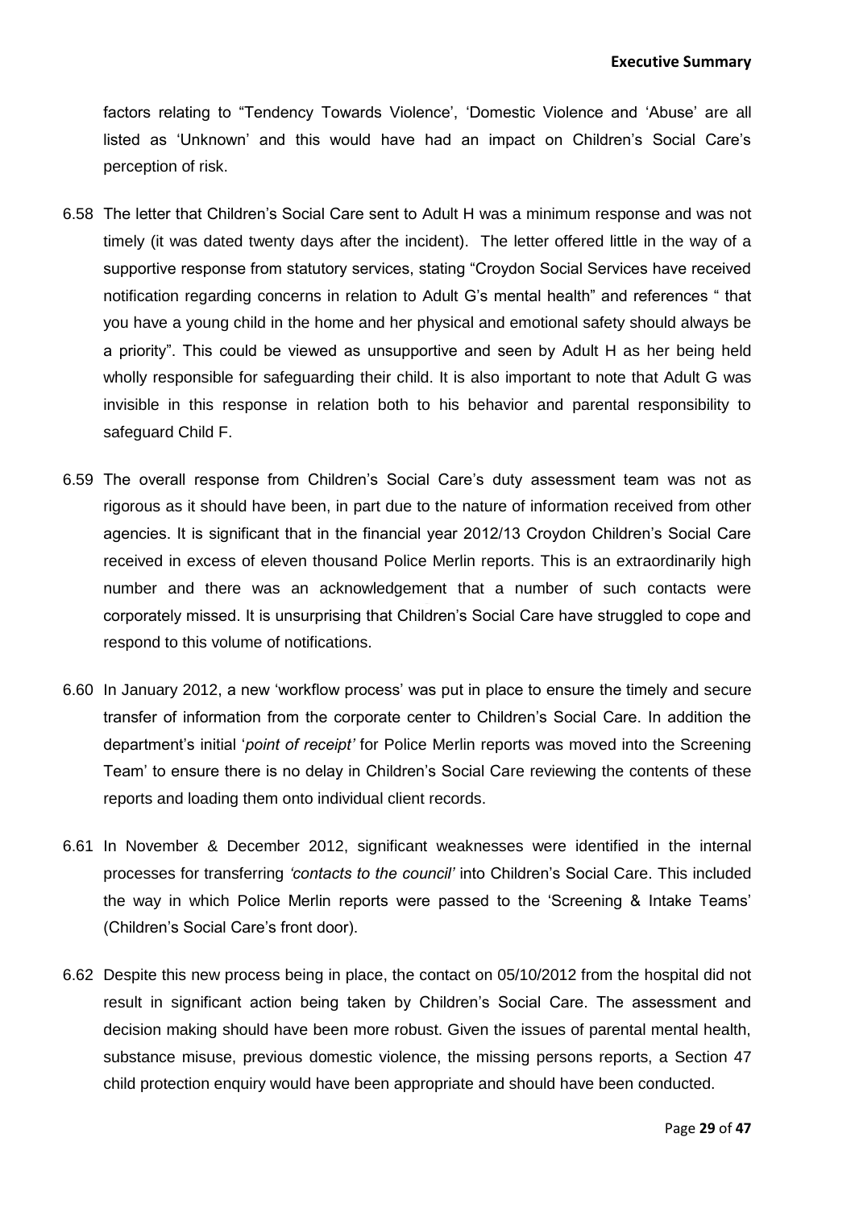factors relating to "Tendency Towards Violence', 'Domestic Violence and 'Abuse' are all listed as 'Unknown' and this would have had an impact on Children's Social Care's perception of risk.

6.58 The letter that Children's Social Care sent to Adult H was a minimum response and was not timely (it was dated twenty days after the incident). The letter offered little in the way of a supportive response from statutory services, stating "Croydon Social Services have received notification regarding concerns in relation to Adult G's mental health" and references " that you have a young child in the home and her physical and emotional safety should always be a priority". This could be viewed as unsupportive and seen by Adult H as her being held wholly responsible for safeguarding their child. It is also important to note that Adult G was invisible in this response in relation both to his behavior and parental responsibility to safeguard Child F.

6.59 The overall response from Children's Social Care's duty assessment team was not as rigorous as it should have been, in part due to the nature of information received from other agencies. It is significant that in the financial year 2012/13 Croydon Children's Social Care received in excess of eleven thousand Police Merlin reports. This is an extraordinarily high number and there was an acknowledgement that a number of such contacts were corporately missed. It is unsurprising that Children's Social Care have struggled to cope and respond to this volume of notifications.

6.60 In January 2012, a new 'workflow process' was put in place to ensure the timely and secure transfer of information from the corporate center to Children's Social Care. In addition the department's initial '*point of receipt'* for Police Merlin reports was moved into the Screening Team' to ensure there is no delay in Children's Social Care reviewing the contents of these reports and loading them onto individual client records.

6.61 In November & December 2012, significant weaknesses were identified in the internal processes for transferring *'contacts to the council'* into Children's Social Care. This included the way in which Police Merlin reports were passed to the 'Screening & Intake Teams' (Children's Social Care's front door).

6.62 Despite this new process being in place, the contact on 05/10/2012 from the hospital did not result in significant action being taken by Children's Social Care. The assessment and decision making should have been more robust. Given the issues of parental mental health, substance misuse, previous domestic violence, the missing persons reports, a Section 47 child protection enquiry would have been appropriate and should have been conducted.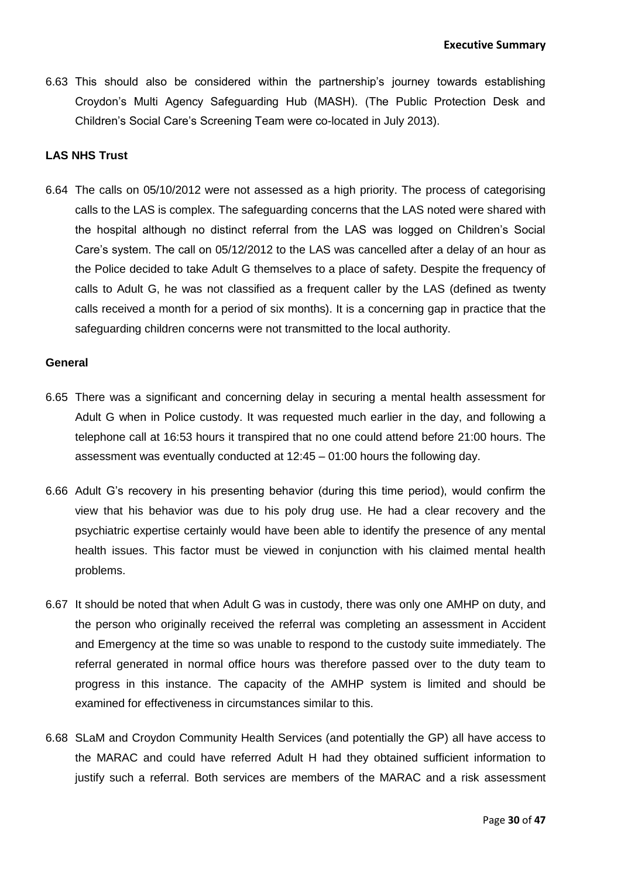6.63 This should also be considered within the partnership's journey towards establishing Croydon's Multi Agency Safeguarding Hub (MASH). (The Public Protection Desk and Children's Social Care's Screening Team were co-located in July 2013).

**LAS NHS Trust**

6.64 The calls on 05/10/2012 were not assessed as a high priority. The process of categorising calls to the LAS is complex. The safeguarding concerns that the LAS noted were shared with the hospital although no distinct referral from the LAS was logged on Children's Social Care's system. The call on 05/12/2012 to the LAS was cancelled after a delay of an hour as the Police decided to take Adult G themselves to a place of safety. Despite the frequency of calls to Adult G, he was not classified as a frequent caller by the LAS (defined as twenty calls received a month for a period of six months). It is a concerning gap in practice that the safeguarding children concerns were not transmitted to the local authority.

**General**

6.65 There was a significant and concerning delay in securing a mental health assessment for Adult G when in Police custody. It was requested much earlier in the day, and following a telephone call at 16:53 hours it transpired that no one could attend before 21:00 hours. The assessment was eventually conducted at 12:45 – 01:00 hours the following day.

6.66 Adult G's recovery in his presenting behavior (during this time period), would confirm the view that his behavior was due to his poly drug use. He had a clear recovery and the psychiatric expertise certainly would have been able to identify the presence of any mental health issues. This factor must be viewed in conjunction with his claimed mental health problems.

6.67 It should be noted that when Adult G was in custody, there was only one AMHP on duty, and the person who originally received the referral was completing an assessment in Accident and Emergency at the time so was unable to respond to the custody suite immediately. The referral generated in normal office hours was therefore passed over to the duty team to progress in this instance. The capacity of the AMHP system is limited and should be examined for effectiveness in circumstances similar to this.

6.68 SLaM and Croydon Community Health Services (and potentially the GP) all have access to the MARAC and could have referred Adult H had they obtained sufficient information to justify such a referral. Both services are members of the MARAC and a risk assessment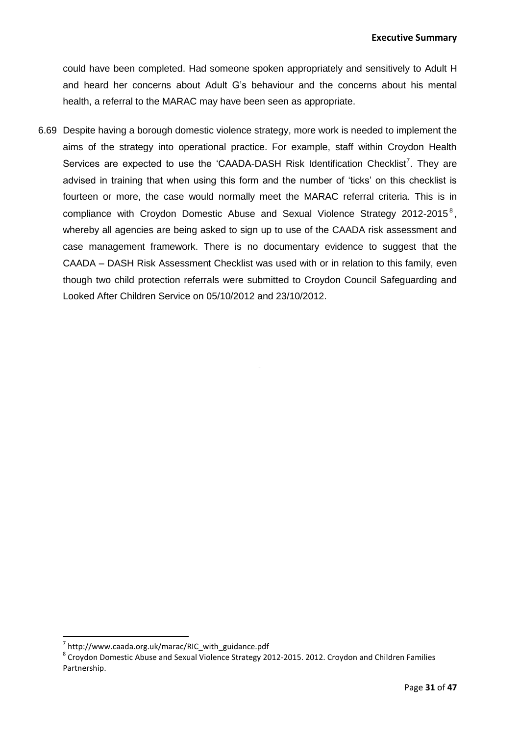could have been completed. Had someone spoken appropriately and sensitively to Adult H and heard her concerns about Adult G's behaviour and the concerns about his mental health, a referral to the MARAC may have been seen as appropriate.

6.69 Despite having a borough domestic violence strategy, more work is needed to implement the aims of the strategy into operational practice. For example, staff within Croydon Health Services are expected to use the 'CAADA-DASH Risk Identification Checklist[7]. They are advised in training that when using this form and the number of 'ticks' on this checklist is fourteen or more, the case would normally meet the MARAC referral criteria. This is in compliance with Croydon Domestic Abuse and Sexual Violence Strategy 2012-2015[8], whereby all agencies are being asked to sign up to use of the CAADA risk assessment and case management framework. There is no documentary evidence to suggest that the CAADA – DASH Risk Assessment Checklist was used with or in relation to this family, even though two child protection referrals were submitted to Croydon Council Safeguarding and Looked After Children Service on 05/10/2012 and 23/10/2012.

---

[7] http://www.caada.org.uk/marac/RIC_with_guidance.pdf

[8] Croydon Domestic Abuse and Sexual Violence Strategy 2012-2015. 2012. Croydon and Children Families Partnership.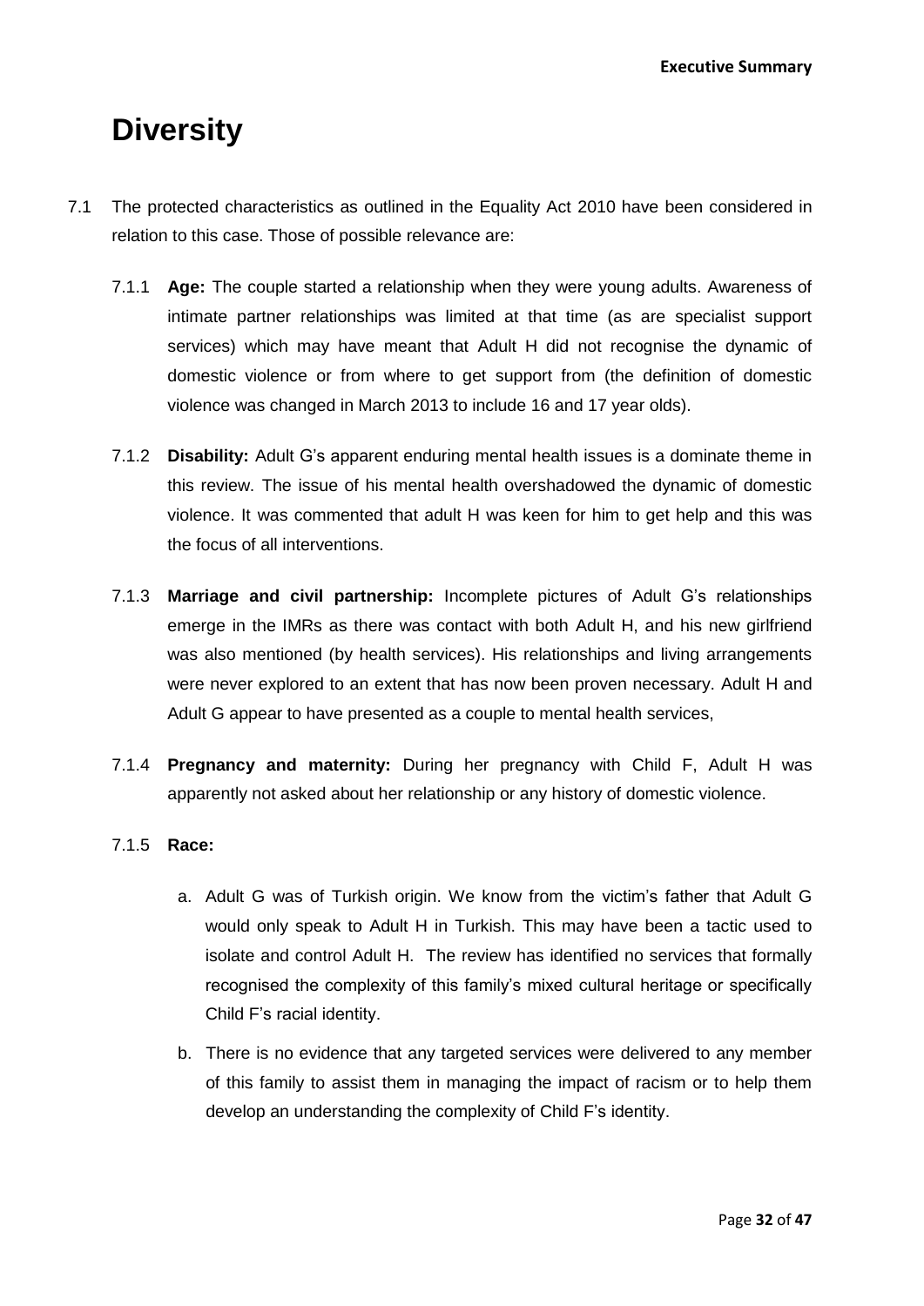# Diversity

7.1 The protected characteristics as outlined in the Equality Act 2010 have been considered in relation to this case. Those of possible relevance are:

7.1.1 **Age:** The couple started a relationship when they were young adults. Awareness of intimate partner relationships was limited at that time (as are specialist support services) which may have meant that Adult H did not recognise the dynamic of domestic violence or from where to get support from (the definition of domestic violence was changed in March 2013 to include 16 and 17 year olds).

7.1.2 **Disability:** Adult G's apparent enduring mental health issues is a dominate theme in this review. The issue of his mental health overshadowed the dynamic of domestic violence. It was commented that adult H was keen for him to get help and this was the focus of all interventions.

7.1.3 **Marriage and civil partnership:** Incomplete pictures of Adult G's relationships emerge in the IMRs as there was contact with both Adult H, and his new girlfriend was also mentioned (by health services). His relationships and living arrangements were never explored to an extent that has now been proven necessary. Adult H and Adult G appear to have presented as a couple to mental health services,

7.1.4 **Pregnancy and maternity:** During her pregnancy with Child F, Adult H was apparently not asked about her relationship or any history of domestic violence.

7.1.5 **Race:**

a. Adult G was of Turkish origin. We know from the victim's father that Adult G would only speak to Adult H in Turkish. This may have been a tactic used to isolate and control Adult H. The review has identified no services that formally recognised the complexity of this family's mixed cultural heritage or specifically Child F's racial identity.

b. There is no evidence that any targeted services were delivered to any member of this family to assist them in managing the impact of racism or to help them develop an understanding the complexity of Child F's identity.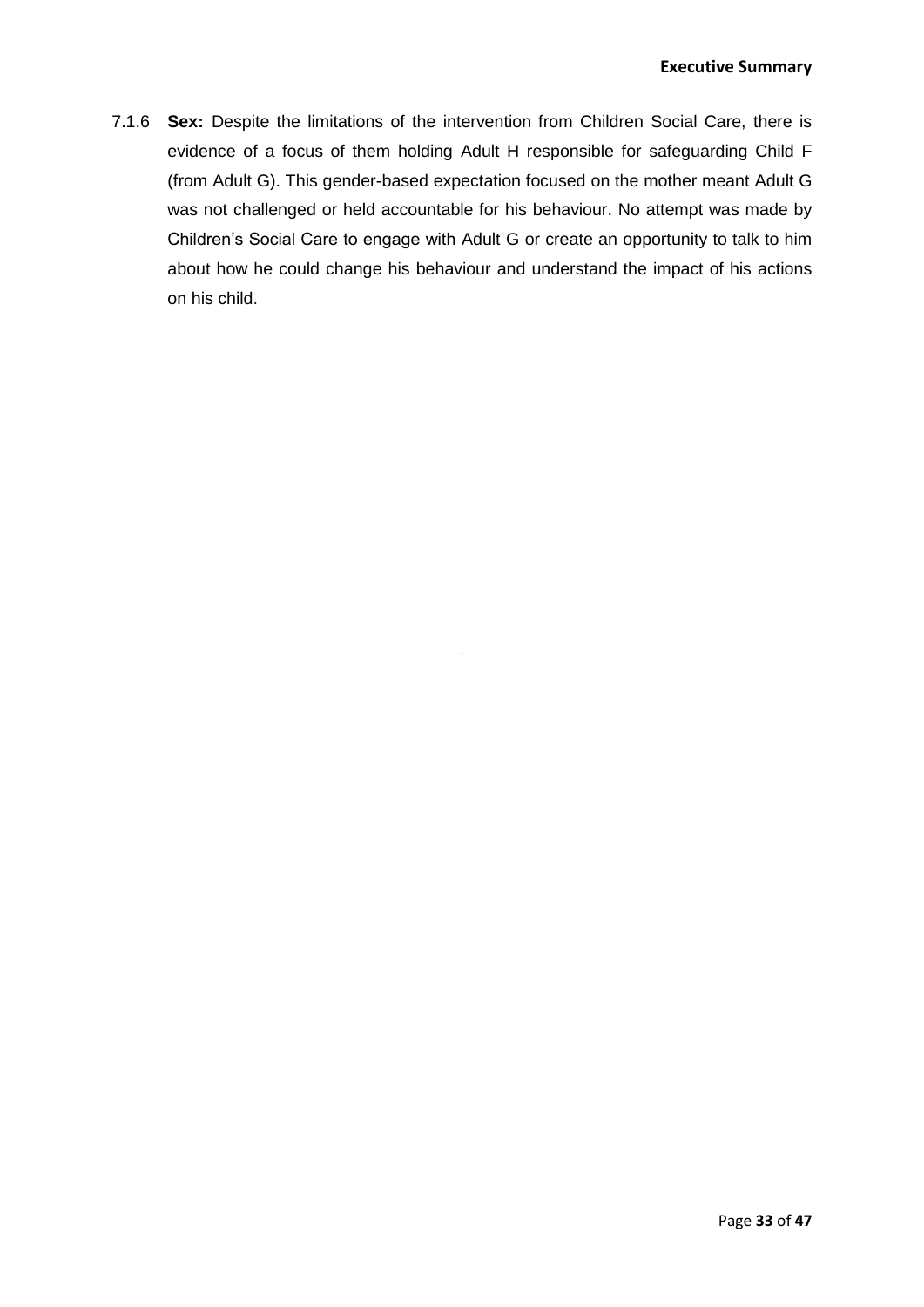7.1.6 **Sex:** Despite the limitations of the intervention from Children Social Care, there is evidence of a focus of them holding Adult H responsible for safeguarding Child F (from Adult G). This gender-based expectation focused on the mother meant Adult G was not challenged or held accountable for his behaviour. No attempt was made by Children's Social Care to engage with Adult G or create an opportunity to talk to him about how he could change his behaviour and understand the impact of his actions on his child.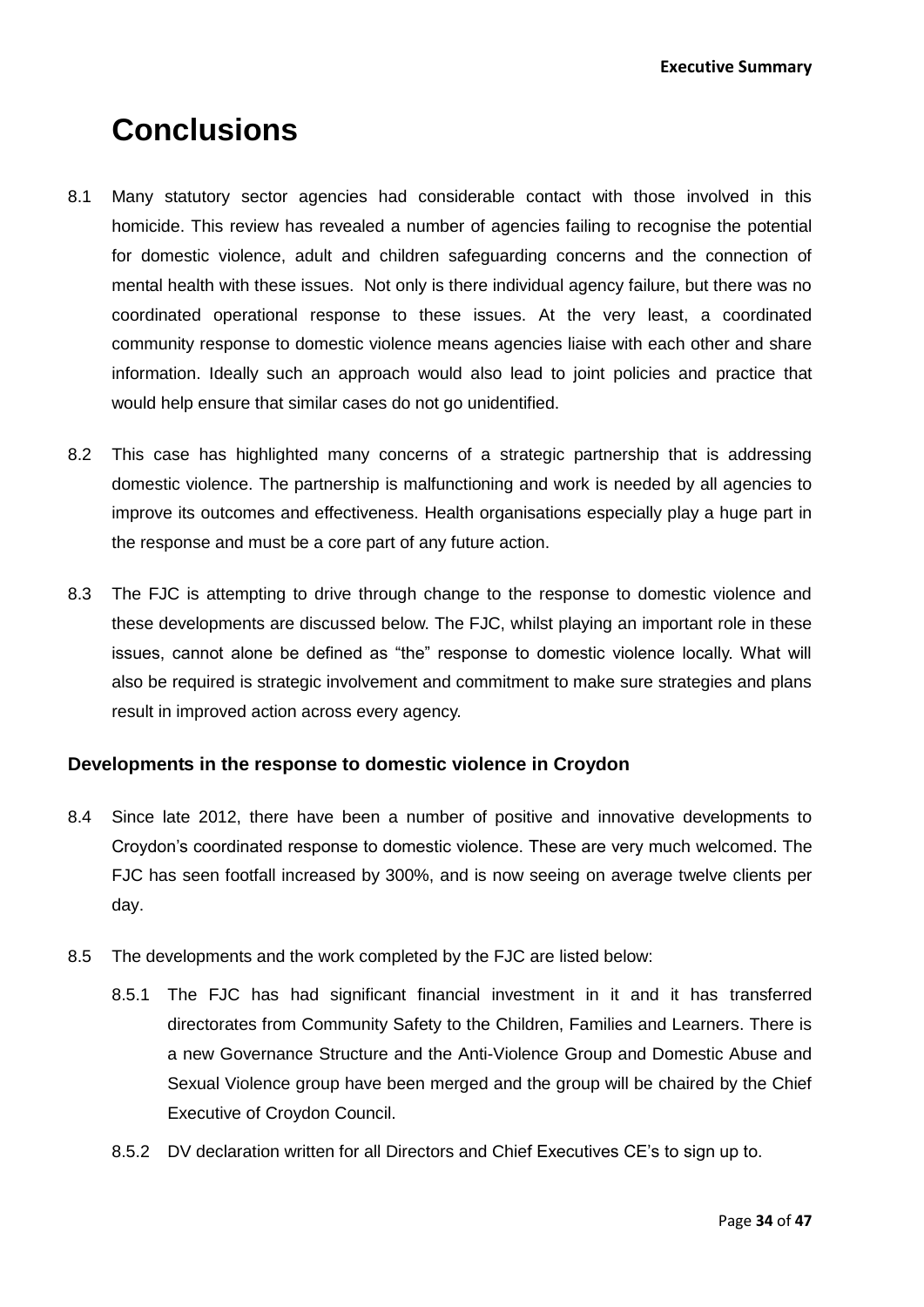# Conclusions

8.1 Many statutory sector agencies had considerable contact with those involved in this homicide. This review has revealed a number of agencies failing to recognise the potential for domestic violence, adult and children safeguarding concerns and the connection of mental health with these issues. Not only is there individual agency failure, but there was no coordinated operational response to these issues. At the very least, a coordinated community response to domestic violence means agencies liaise with each other and share information. Ideally such an approach would also lead to joint policies and practice that would help ensure that similar cases do not go unidentified.

8.2 This case has highlighted many concerns of a strategic partnership that is addressing domestic violence. The partnership is malfunctioning and work is needed by all agencies to improve its outcomes and effectiveness. Health organisations especially play a huge part in the response and must be a core part of any future action.

8.3 The FJC is attempting to drive through change to the response to domestic violence and these developments are discussed below. The FJC, whilst playing an important role in these issues, cannot alone be defined as "the" response to domestic violence locally. What will also be required is strategic involvement and commitment to make sure strategies and plans result in improved action across every agency.

### Developments in the response to domestic violence in Croydon

8.4 Since late 2012, there have been a number of positive and innovative developments to Croydon's coordinated response to domestic violence. These are very much welcomed. The FJC has seen footfall increased by 300%, and is now seeing on average twelve clients per day.

8.5 The developments and the work completed by the FJC are listed below:

8.5.1 The FJC has had significant financial investment in it and it has transferred directorates from Community Safety to the Children, Families and Learners. There is a new Governance Structure and the Anti-Violence Group and Domestic Abuse and Sexual Violence group have been merged and the group will be chaired by the Chief Executive of Croydon Council.

8.5.2 DV declaration written for all Directors and Chief Executives CE's to sign up to.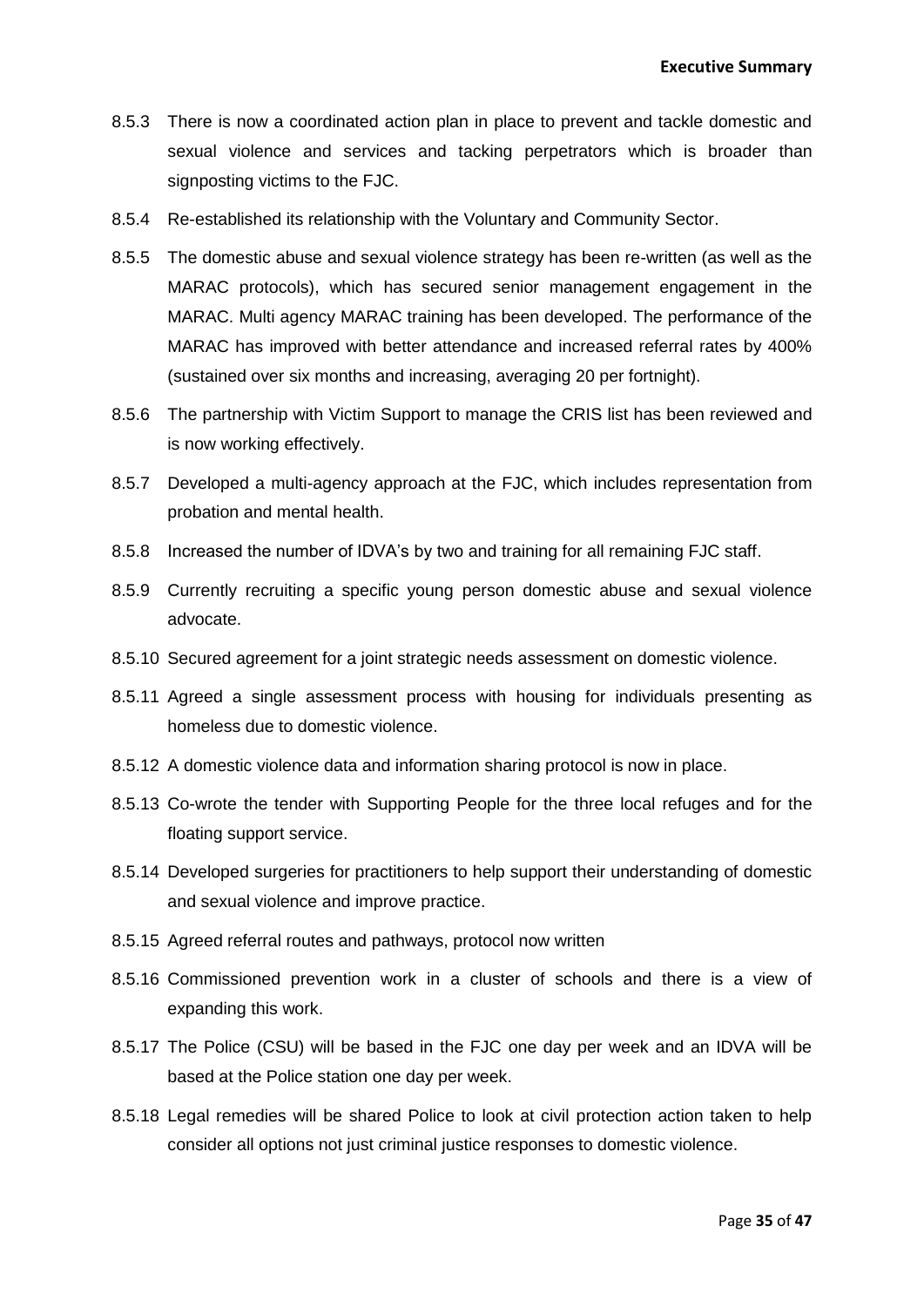8.5.3 There is now a coordinated action plan in place to prevent and tackle domestic and sexual violence and services and tacking perpetrators which is broader than signposting victims to the FJC.

8.5.4 Re-established its relationship with the Voluntary and Community Sector.

8.5.5 The domestic abuse and sexual violence strategy has been re-written (as well as the MARAC protocols), which has secured senior management engagement in the MARAC. Multi agency MARAC training has been developed. The performance of the MARAC has improved with better attendance and increased referral rates by 400% (sustained over six months and increasing, averaging 20 per fortnight).

8.5.6 The partnership with Victim Support to manage the CRIS list has been reviewed and is now working effectively.

8.5.7 Developed a multi-agency approach at the FJC, which includes representation from probation and mental health.

8.5.8 Increased the number of IDVA's by two and training for all remaining FJC staff.

8.5.9 Currently recruiting a specific young person domestic abuse and sexual violence advocate.

8.5.10 Secured agreement for a joint strategic needs assessment on domestic violence.

8.5.11 Agreed a single assessment process with housing for individuals presenting as homeless due to domestic violence.

8.5.12 A domestic violence data and information sharing protocol is now in place.

8.5.13 Co-wrote the tender with Supporting People for the three local refuges and for the floating support service.

8.5.14 Developed surgeries for practitioners to help support their understanding of domestic and sexual violence and improve practice.

8.5.15 Agreed referral routes and pathways, protocol now written

8.5.16 Commissioned prevention work in a cluster of schools and there is a view of expanding this work.

8.5.17 The Police (CSU) will be based in the FJC one day per week and an IDVA will be based at the Police station one day per week.

8.5.18 Legal remedies will be shared Police to look at civil protection action taken to help consider all options not just criminal justice responses to domestic violence.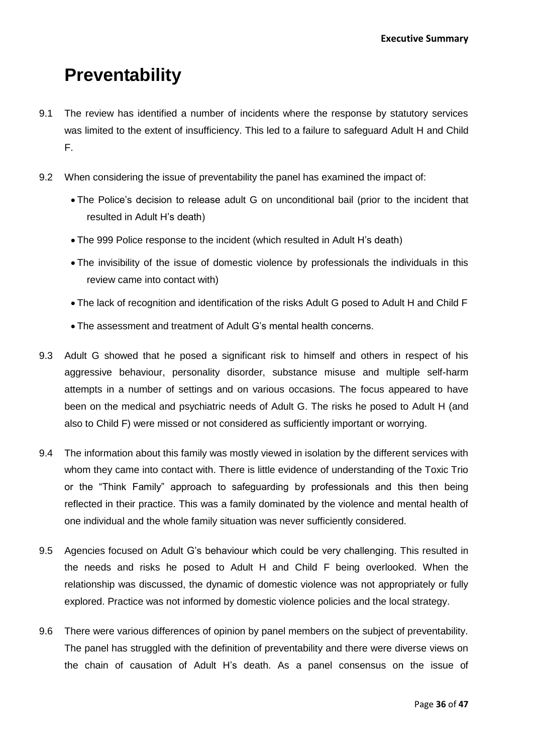# Preventability

9.1 The review has identified a number of incidents where the response by statutory services was limited to the extent of insufficiency. This led to a failure to safeguard Adult H and Child F.

9.2 When considering the issue of preventability the panel has examined the impact of:

- The Police's decision to release adult G on unconditional bail (prior to the incident that resulted in Adult H's death)
- The 999 Police response to the incident (which resulted in Adult H's death)
- The invisibility of the issue of domestic violence by professionals the individuals in this review came into contact with)
- The lack of recognition and identification of the risks Adult G posed to Adult H and Child F
- The assessment and treatment of Adult G's mental health concerns.

9.3 Adult G showed that he posed a significant risk to himself and others in respect of his aggressive behaviour, personality disorder, substance misuse and multiple self-harm attempts in a number of settings and on various occasions. The focus appeared to have been on the medical and psychiatric needs of Adult G. The risks he posed to Adult H (and also to Child F) were missed or not considered as sufficiently important or worrying.

9.4 The information about this family was mostly viewed in isolation by the different services with whom they came into contact with. There is little evidence of understanding of the Toxic Trio or the "Think Family" approach to safeguarding by professionals and this then being reflected in their practice. This was a family dominated by the violence and mental health of one individual and the whole family situation was never sufficiently considered.

9.5 Agencies focused on Adult G's behaviour which could be very challenging. This resulted in the needs and risks he posed to Adult H and Child F being overlooked. When the relationship was discussed, the dynamic of domestic violence was not appropriately or fully explored. Practice was not informed by domestic violence policies and the local strategy.

9.6 There were various differences of opinion by panel members on the subject of preventability. The panel has struggled with the definition of preventability and there were diverse views on the chain of causation of Adult H's death. As a panel consensus on the issue of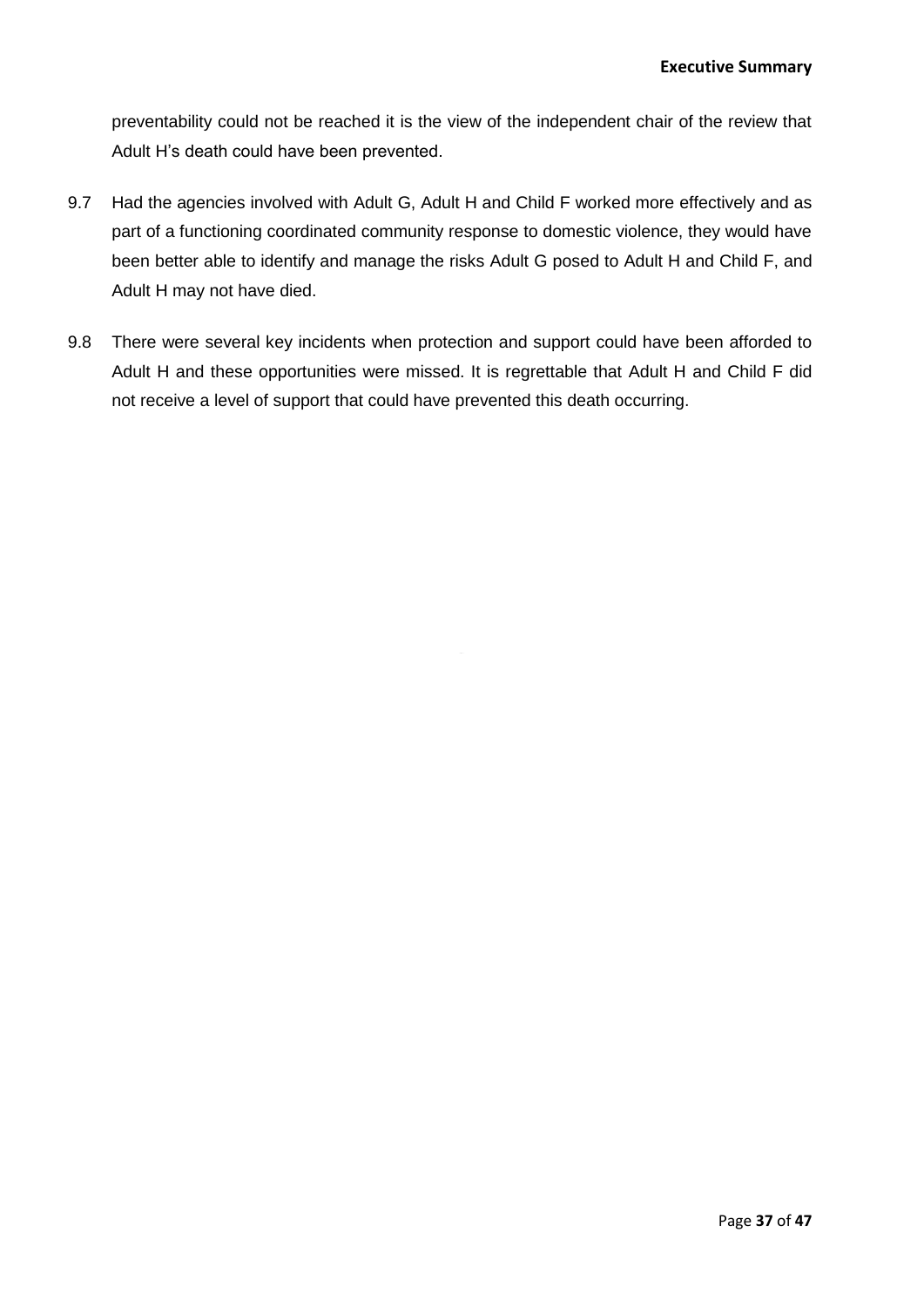preventability could not be reached it is the view of the independent chair of the review that Adult H's death could have been prevented.

9.7 Had the agencies involved with Adult G, Adult H and Child F worked more effectively and as part of a functioning coordinated community response to domestic violence, they would have been better able to identify and manage the risks Adult G posed to Adult H and Child F, and Adult H may not have died.

9.8 There were several key incidents when protection and support could have been afforded to Adult H and these opportunities were missed. It is regrettable that Adult H and Child F did not receive a level of support that could have prevented this death occurring.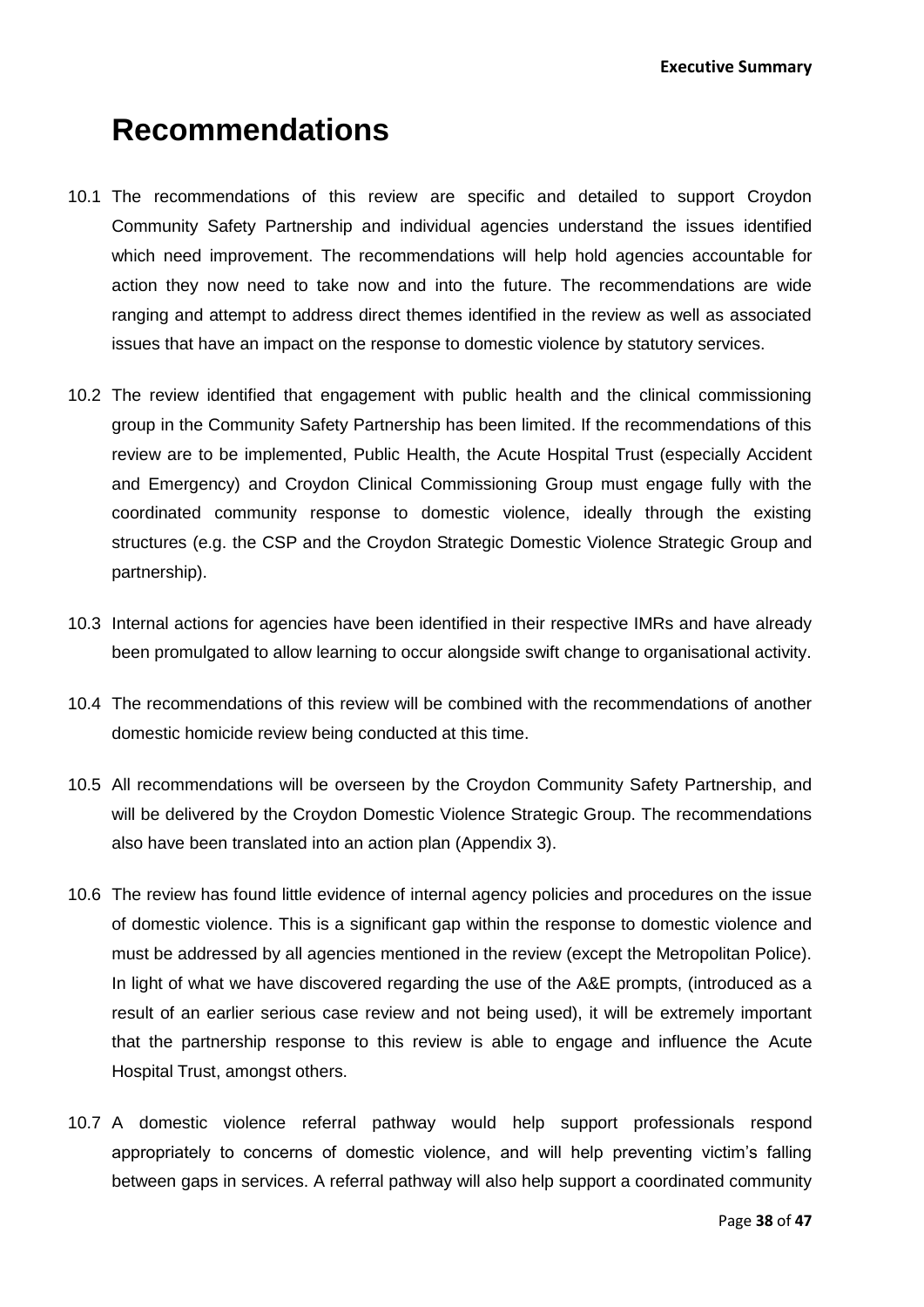# Recommendations

10.1 The recommendations of this review are specific and detailed to support Croydon Community Safety Partnership and individual agencies understand the issues identified which need improvement. The recommendations will help hold agencies accountable for action they now need to take now and into the future. The recommendations are wide ranging and attempt to address direct themes identified in the review as well as associated issues that have an impact on the response to domestic violence by statutory services.

10.2 The review identified that engagement with public health and the clinical commissioning group in the Community Safety Partnership has been limited. If the recommendations of this review are to be implemented, Public Health, the Acute Hospital Trust (especially Accident and Emergency) and Croydon Clinical Commissioning Group must engage fully with the coordinated community response to domestic violence, ideally through the existing structures (e.g. the CSP and the Croydon Strategic Domestic Violence Strategic Group and partnership).

10.3 Internal actions for agencies have been identified in their respective IMRs and have already been promulgated to allow learning to occur alongside swift change to organisational activity.

10.4 The recommendations of this review will be combined with the recommendations of another domestic homicide review being conducted at this time.

10.5 All recommendations will be overseen by the Croydon Community Safety Partnership, and will be delivered by the Croydon Domestic Violence Strategic Group. The recommendations also have been translated into an action plan (Appendix 3).

10.6 The review has found little evidence of internal agency policies and procedures on the issue of domestic violence. This is a significant gap within the response to domestic violence and must be addressed by all agencies mentioned in the review (except the Metropolitan Police). In light of what we have discovered regarding the use of the A&E prompts, (introduced as a result of an earlier serious case review and not being used), it will be extremely important that the partnership response to this review is able to engage and influence the Acute Hospital Trust, amongst others.

10.7 A domestic violence referral pathway would help support professionals respond appropriately to concerns of domestic violence, and will help preventing victim's falling between gaps in services. A referral pathway will also help support a coordinated community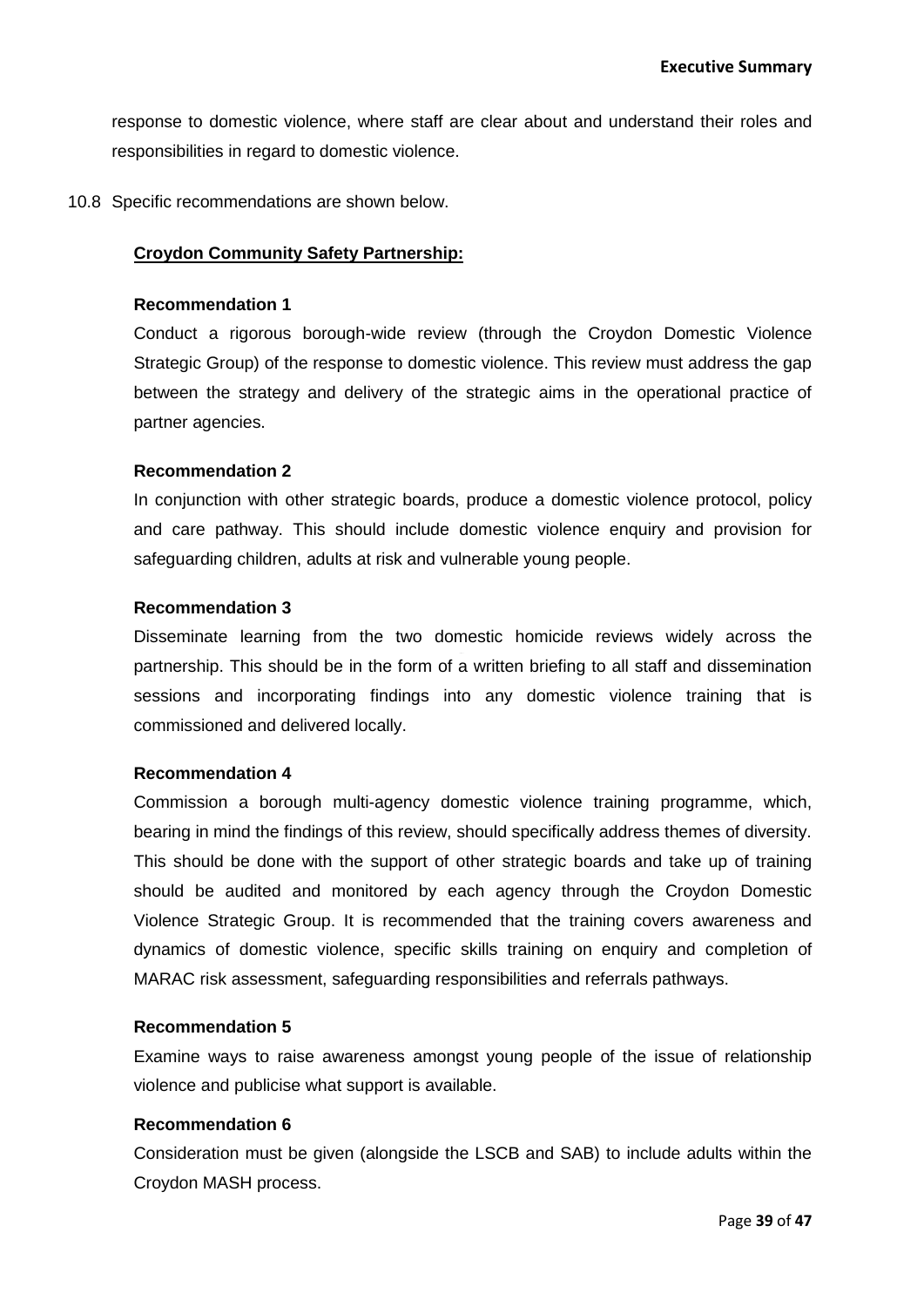response to domestic violence, where staff are clear about and understand their roles and responsibilities in regard to domestic violence.

10.8 Specific recommendations are shown below.

**Croydon Community Safety Partnership:**

**Recommendation 1**

Conduct a rigorous borough-wide review (through the Croydon Domestic Violence Strategic Group) of the response to domestic violence. This review must address the gap between the strategy and delivery of the strategic aims in the operational practice of partner agencies.

**Recommendation 2**

In conjunction with other strategic boards, produce a domestic violence protocol, policy and care pathway. This should include domestic violence enquiry and provision for safeguarding children, adults at risk and vulnerable young people.

**Recommendation 3**

Disseminate learning from the two domestic homicide reviews widely across the partnership. This should be in the form of a written briefing to all staff and dissemination sessions and incorporating findings into any domestic violence training that is commissioned and delivered locally.

**Recommendation 4**

Commission a borough multi-agency domestic violence training programme, which, bearing in mind the findings of this review, should specifically address themes of diversity. This should be done with the support of other strategic boards and take up of training should be audited and monitored by each agency through the Croydon Domestic Violence Strategic Group. It is recommended that the training covers awareness and dynamics of domestic violence, specific skills training on enquiry and completion of MARAC risk assessment, safeguarding responsibilities and referrals pathways.

**Recommendation 5**

Examine ways to raise awareness amongst young people of the issue of relationship violence and publicise what support is available.

**Recommendation 6**

Consideration must be given (alongside the LSCB and SAB) to include adults within the Croydon MASH process.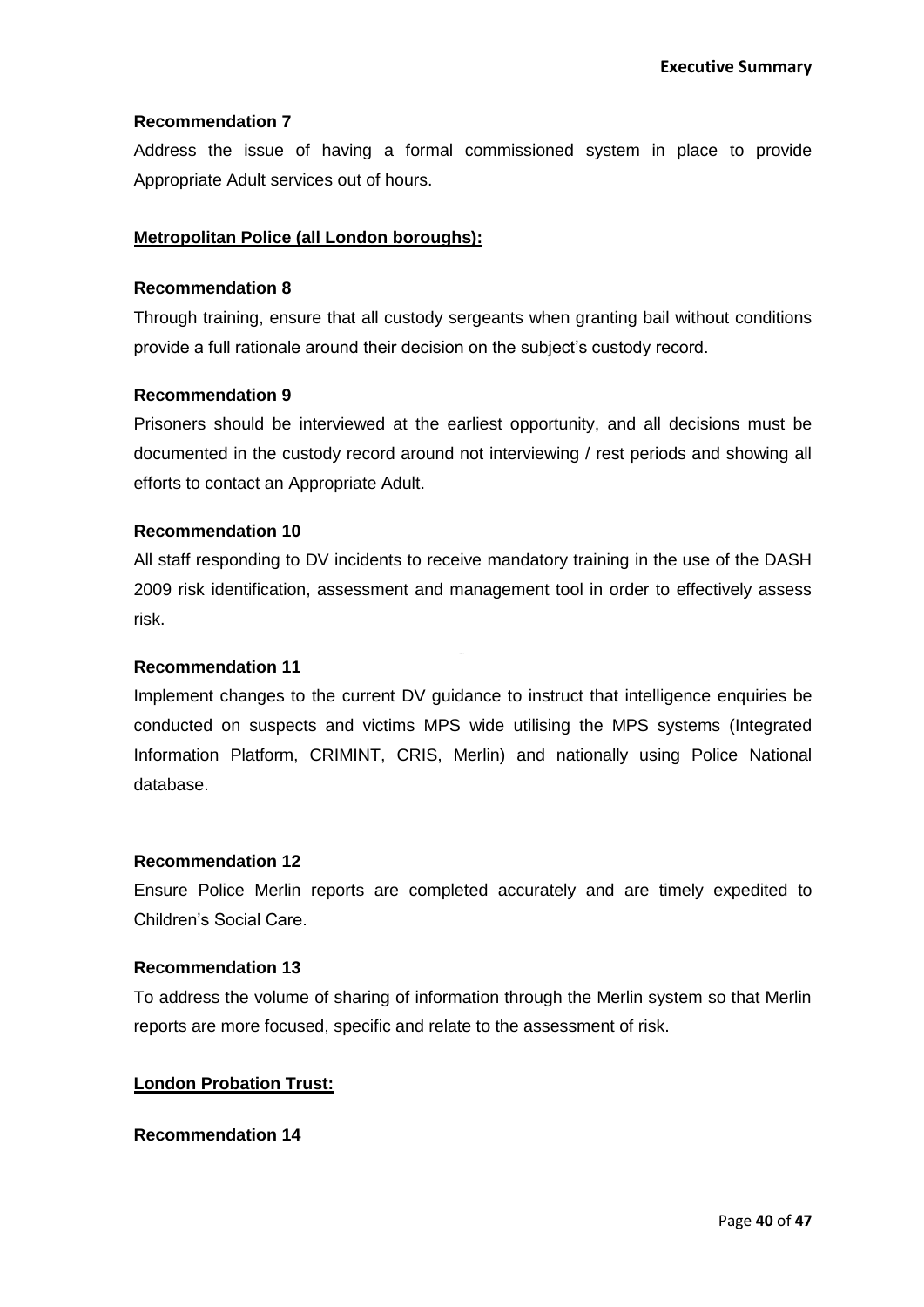**Recommendation 7**

Address the issue of having a formal commissioned system in place to provide Appropriate Adult services out of hours.

**Metropolitan Police (all London boroughs):**

**Recommendation 8**

Through training, ensure that all custody sergeants when granting bail without conditions provide a full rationale around their decision on the subject's custody record.

**Recommendation 9**

Prisoners should be interviewed at the earliest opportunity, and all decisions must be documented in the custody record around not interviewing / rest periods and showing all efforts to contact an Appropriate Adult.

**Recommendation 10**

All staff responding to DV incidents to receive mandatory training in the use of the DASH 2009 risk identification, assessment and management tool in order to effectively assess risk.

**Recommendation 11**

Implement changes to the current DV guidance to instruct that intelligence enquiries be conducted on suspects and victims MPS wide utilising the MPS systems (Integrated Information Platform, CRIMINT, CRIS, Merlin) and nationally using Police National database.

**Recommendation 12**

Ensure Police Merlin reports are completed accurately and are timely expedited to Children's Social Care.

**Recommendation 13**

To address the volume of sharing of information through the Merlin system so that Merlin reports are more focused, specific and relate to the assessment of risk.

**London Probation Trust:**

**Recommendation 14**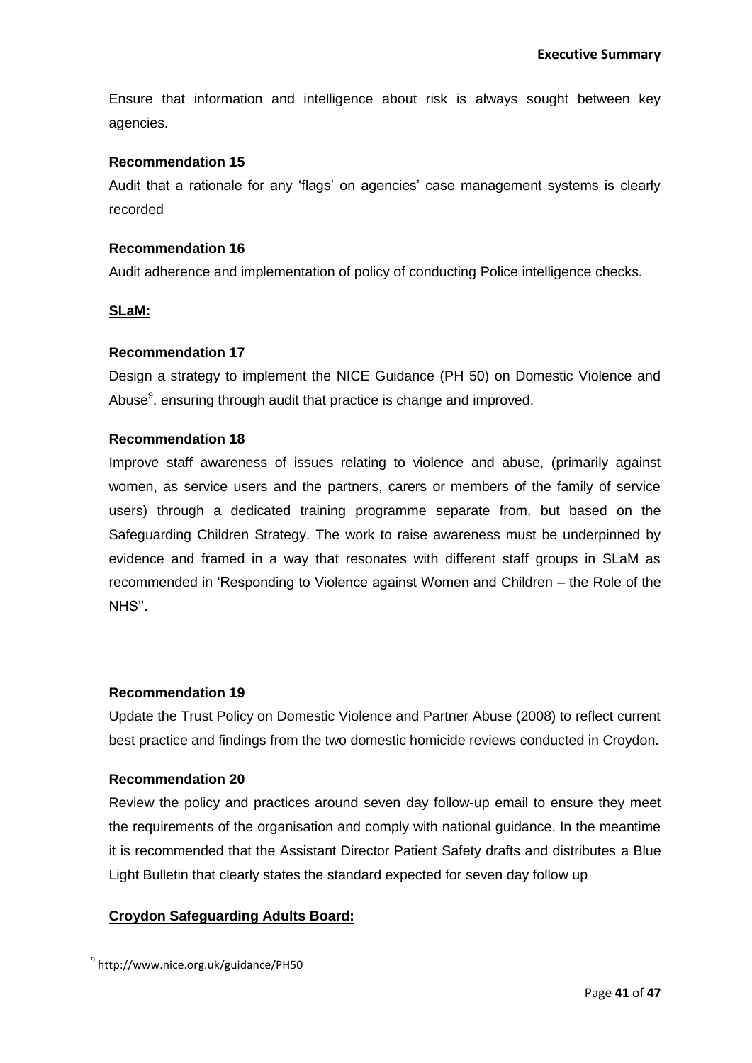Ensure that information and intelligence about risk is always sought between key agencies.

**Recommendation 15**

Audit that a rationale for any 'flags' on agencies' case management systems is clearly recorded

**Recommendation 16**

Audit adherence and implementation of policy of conducting Police intelligence checks.

**SLaM:**

**Recommendation 17**

Design a strategy to implement the NICE Guidance (PH 50) on Domestic Violence and Abuse[9], ensuring through audit that practice is change and improved.

**Recommendation 18**

Improve staff awareness of issues relating to violence and abuse, (primarily against women, as service users and the partners, carers or members of the family of service users) through a dedicated training programme separate from, but based on the Safeguarding Children Strategy. The work to raise awareness must be underpinned by evidence and framed in a way that resonates with different staff groups in SLaM as recommended in 'Responding to Violence against Women and Children – the Role of the NHS''.

**Recommendation 19**

Update the Trust Policy on Domestic Violence and Partner Abuse (2008) to reflect current best practice and findings from the two domestic homicide reviews conducted in Croydon.

**Recommendation 20**

Review the policy and practices around seven day follow-up email to ensure they meet the requirements of the organisation and comply with national guidance. In the meantime it is recommended that the Assistant Director Patient Safety drafts and distributes a Blue Light Bulletin that clearly states the standard expected for seven day follow up

**Croydon Safeguarding Adults Board:**

[9] http://www.nice.org.uk/guidance/PH50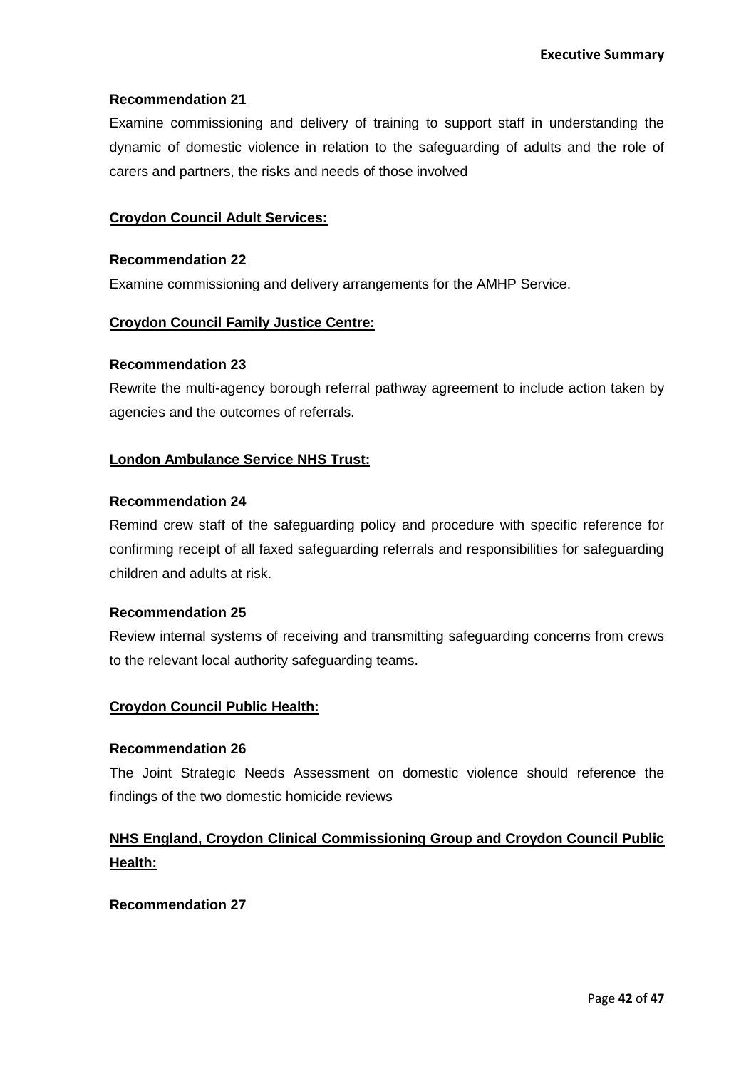**Recommendation 21**

Examine commissioning and delivery of training to support staff in understanding the dynamic of domestic violence in relation to the safeguarding of adults and the role of carers and partners, the risks and needs of those involved

**Croydon Council Adult Services:**

**Recommendation 22**

Examine commissioning and delivery arrangements for the AMHP Service.

**Croydon Council Family Justice Centre:**

**Recommendation 23**

Rewrite the multi-agency borough referral pathway agreement to include action taken by agencies and the outcomes of referrals.

**London Ambulance Service NHS Trust:**

**Recommendation 24**

Remind crew staff of the safeguarding policy and procedure with specific reference for confirming receipt of all faxed safeguarding referrals and responsibilities for safeguarding children and adults at risk.

**Recommendation 25**

Review internal systems of receiving and transmitting safeguarding concerns from crews to the relevant local authority safeguarding teams.

**Croydon Council Public Health:**

**Recommendation 26**

The Joint Strategic Needs Assessment on domestic violence should reference the findings of the two domestic homicide reviews

**NHS England, Croydon Clinical Commissioning Group and Croydon Council Public Health:**

**Recommendation 27**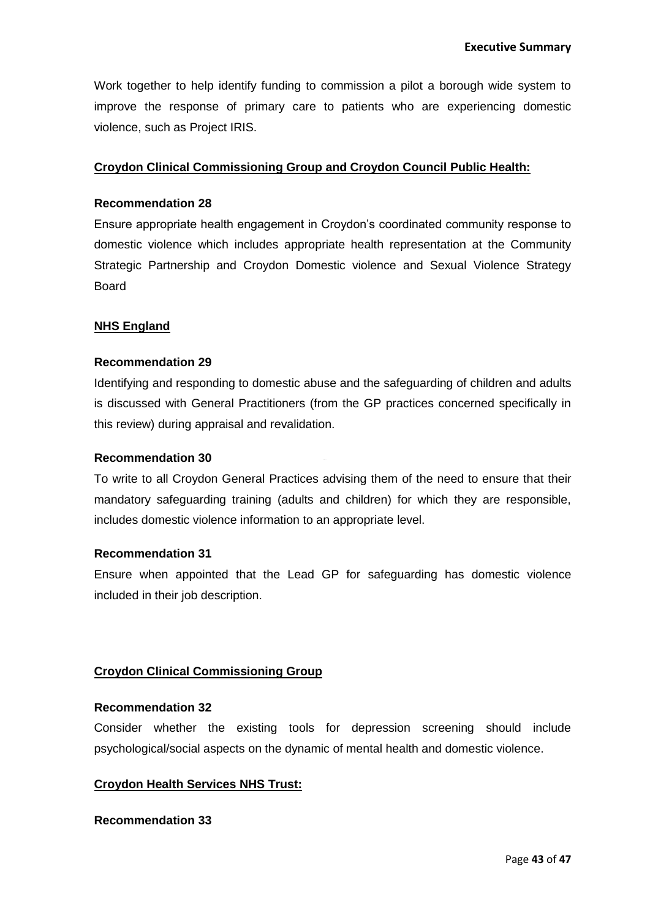Work together to help identify funding to commission a pilot a borough wide system to improve the response of primary care to patients who are experiencing domestic violence, such as Project IRIS.

**Croydon Clinical Commissioning Group and Croydon Council Public Health:**

**Recommendation 28**

Ensure appropriate health engagement in Croydon's coordinated community response to domestic violence which includes appropriate health representation at the Community Strategic Partnership and Croydon Domestic violence and Sexual Violence Strategy Board

**NHS England**

**Recommendation 29**

Identifying and responding to domestic abuse and the safeguarding of children and adults is discussed with General Practitioners (from the GP practices concerned specifically in this review) during appraisal and revalidation.

**Recommendation 30**

To write to all Croydon General Practices advising them of the need to ensure that their mandatory safeguarding training (adults and children) for which they are responsible, includes domestic violence information to an appropriate level.

**Recommendation 31**

Ensure when appointed that the Lead GP for safeguarding has domestic violence included in their job description.

**Croydon Clinical Commissioning Group**

**Recommendation 32**

Consider whether the existing tools for depression screening should include psychological/social aspects on the dynamic of mental health and domestic violence.

**Croydon Health Services NHS Trust:**

**Recommendation 33**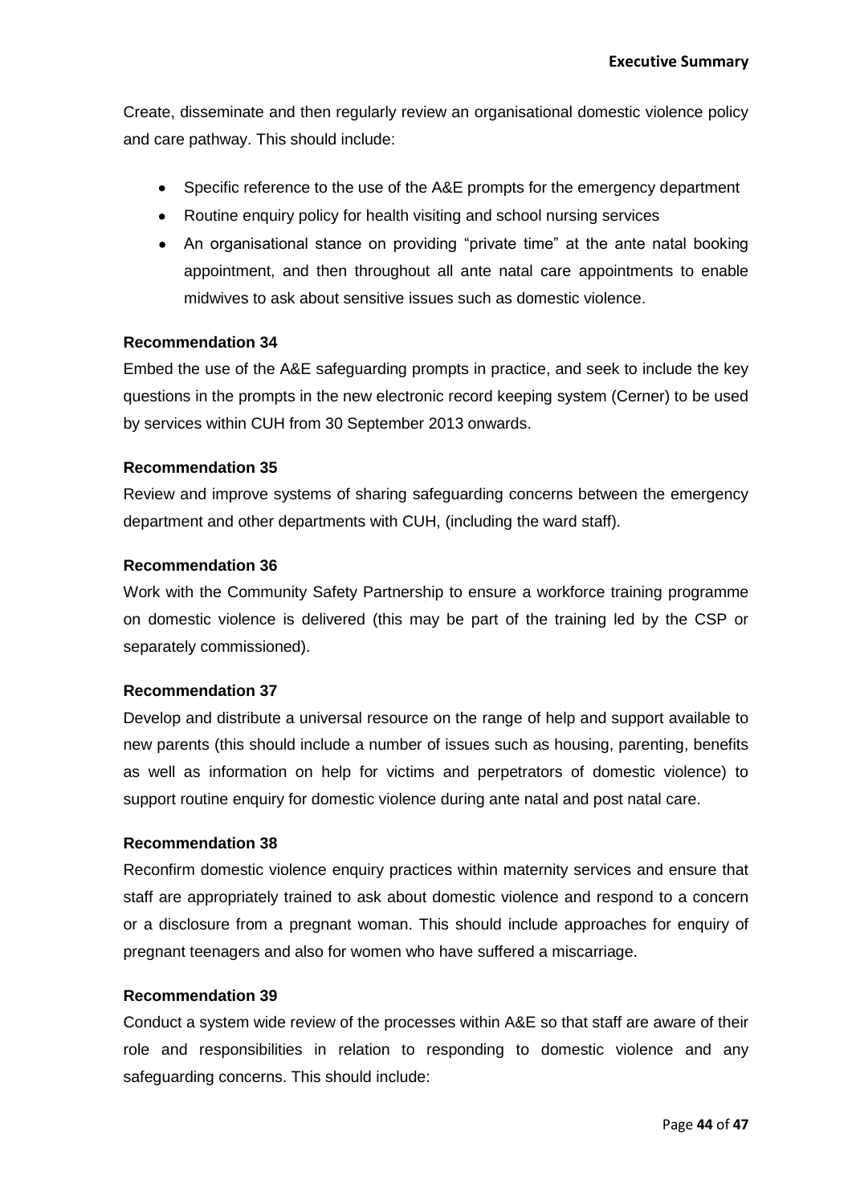Create, disseminate and then regularly review an organisational domestic violence policy and care pathway. This should include:

- Specific reference to the use of the A&E prompts for the emergency department
- Routine enquiry policy for health visiting and school nursing services
- An organisational stance on providing "private time" at the ante natal booking appointment, and then throughout all ante natal care appointments to enable midwives to ask about sensitive issues such as domestic violence.

**Recommendation 34**

Embed the use of the A&E safeguarding prompts in practice, and seek to include the key questions in the prompts in the new electronic record keeping system (Cerner) to be used by services within CUH from 30 September 2013 onwards.

**Recommendation 35**

Review and improve systems of sharing safeguarding concerns between the emergency department and other departments with CUH, (including the ward staff).

**Recommendation 36**

Work with the Community Safety Partnership to ensure a workforce training programme on domestic violence is delivered (this may be part of the training led by the CSP or separately commissioned).

**Recommendation 37**

Develop and distribute a universal resource on the range of help and support available to new parents (this should include a number of issues such as housing, parenting, benefits as well as information on help for victims and perpetrators of domestic violence) to support routine enquiry for domestic violence during ante natal and post natal care.

**Recommendation 38**

Reconfirm domestic violence enquiry practices within maternity services and ensure that staff are appropriately trained to ask about domestic violence and respond to a concern or a disclosure from a pregnant woman. This should include approaches for enquiry of pregnant teenagers and also for women who have suffered a miscarriage.

**Recommendation 39**

Conduct a system wide review of the processes within A&E so that staff are aware of their role and responsibilities in relation to responding to domestic violence and any safeguarding concerns. This should include: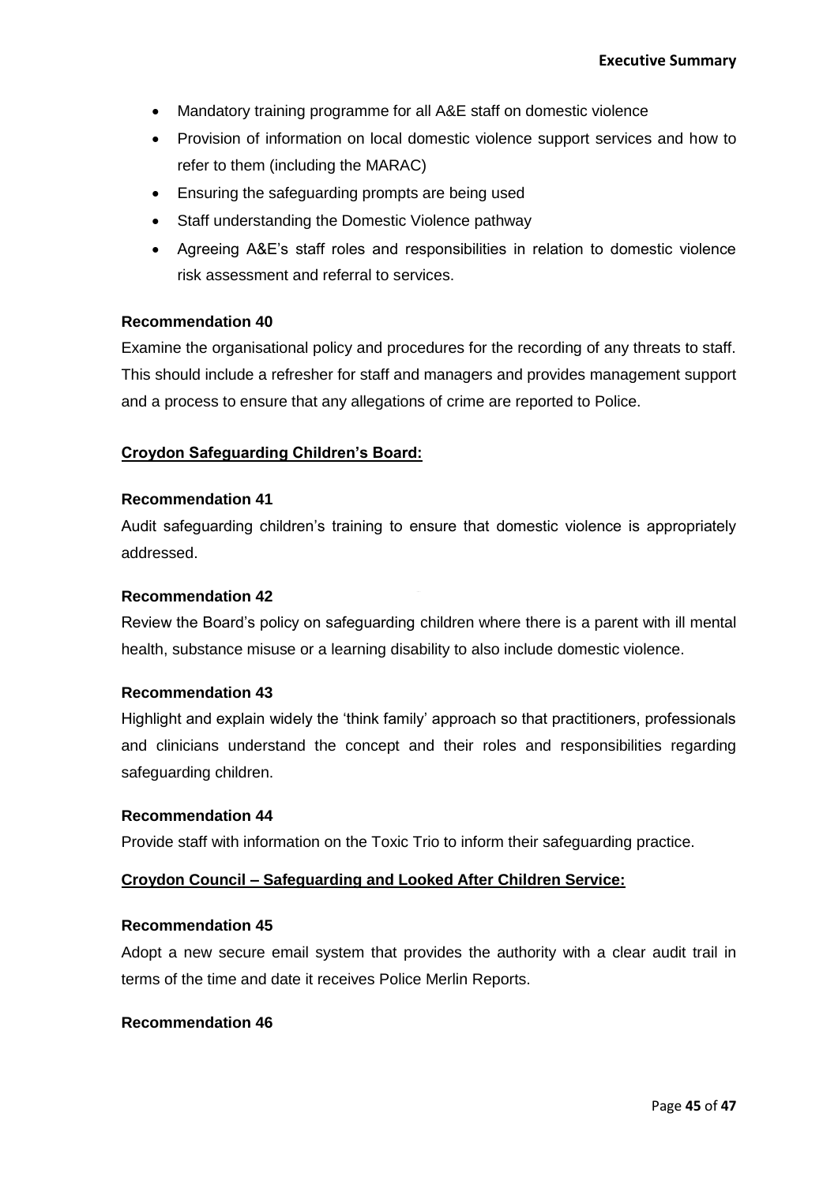- Mandatory training programme for all A&E staff on domestic violence
- Provision of information on local domestic violence support services and how to refer to them (including the MARAC)
- Ensuring the safeguarding prompts are being used
- Staff understanding the Domestic Violence pathway
- Agreeing A&E's staff roles and responsibilities in relation to domestic violence risk assessment and referral to services.

**Recommendation 40**

Examine the organisational policy and procedures for the recording of any threats to staff. This should include a refresher for staff and managers and provides management support and a process to ensure that any allegations of crime are reported to Police.

**Croydon Safeguarding Children's Board:**

**Recommendation 41**

Audit safeguarding children's training to ensure that domestic violence is appropriately addressed.

**Recommendation 42**

Review the Board's policy on safeguarding children where there is a parent with ill mental health, substance misuse or a learning disability to also include domestic violence.

**Recommendation 43**

Highlight and explain widely the 'think family' approach so that practitioners, professionals and clinicians understand the concept and their roles and responsibilities regarding safeguarding children.

**Recommendation 44**

Provide staff with information on the Toxic Trio to inform their safeguarding practice.

**Croydon Council – Safeguarding and Looked After Children Service:**

**Recommendation 45**

Adopt a new secure email system that provides the authority with a clear audit trail in terms of the time and date it receives Police Merlin Reports.

**Recommendation 46**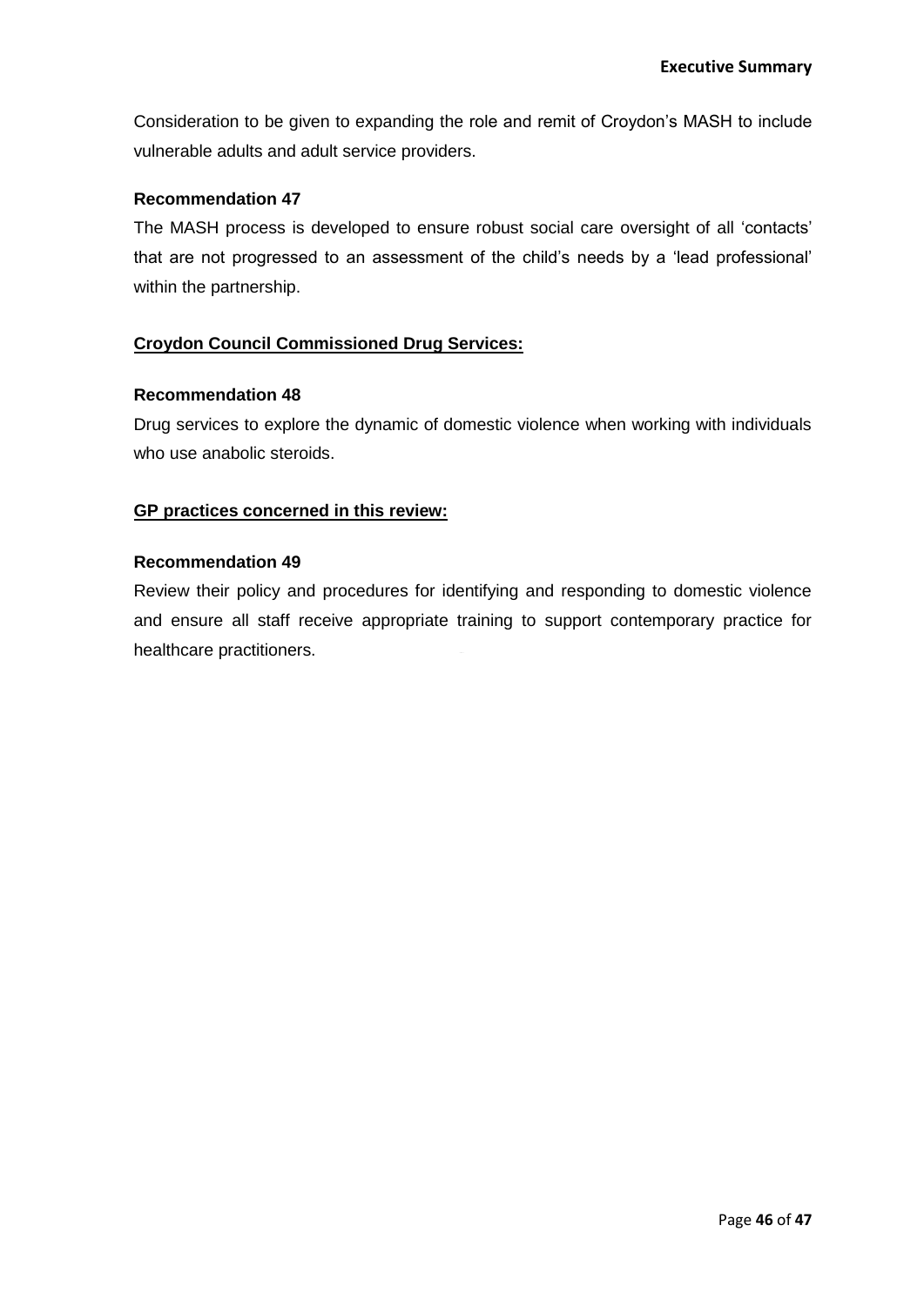Consideration to be given to expanding the role and remit of Croydon's MASH to include vulnerable adults and adult service providers.

**Recommendation 47**

The MASH process is developed to ensure robust social care oversight of all 'contacts' that are not progressed to an assessment of the child's needs by a 'lead professional' within the partnership.

**Croydon Council Commissioned Drug Services:**

**Recommendation 48**

Drug services to explore the dynamic of domestic violence when working with individuals who use anabolic steroids.

**GP practices concerned in this review:**

**Recommendation 49**

Review their policy and procedures for identifying and responding to domestic violence and ensure all staff receive appropriate training to support contemporary practice for healthcare practitioners.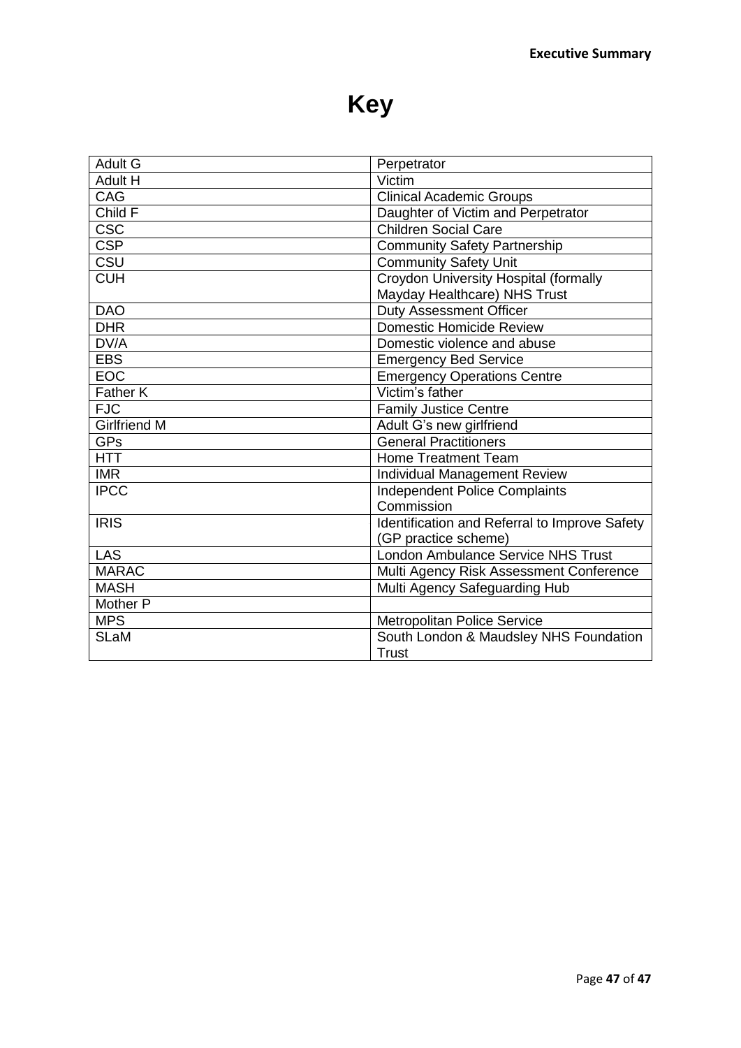# Key

| | |
|---|---|
| Adult G | Perpetrator |
| Adult H | Victim |
| CAG | Clinical Academic Groups |
| Child F | Daughter of Victim and Perpetrator |
| CSC | Children Social Care |
| CSP | Community Safety Partnership |
| CSU | Community Safety Unit |
| CUH | Croydon University Hospital (formally Mayday Healthcare) NHS Trust |
| DAO | Duty Assessment Officer |
| DHR | Domestic Homicide Review |
| DV/A | Domestic violence and abuse |
| EBS | Emergency Bed Service |
| EOC | Emergency Operations Centre |
| Father K | Victim's father |
| FJC | Family Justice Centre |
| Girlfriend M | Adult G's new girlfriend |
| GPs | General Practitioners |
| HTT | Home Treatment Team |
| IMR | Individual Management Review |
| IPCC | Independent Police Complaints Commission |
| IRIS | Identification and Referral to Improve Safety (GP practice scheme) |
| LAS | London Ambulance Service NHS Trust |
| MARAC | Multi Agency Risk Assessment Conference |
| MASH | Multi Agency Safeguarding Hub |
| Mother P | |
| MPS | Metropolitan Police Service |
| SLaM | South London & Maudsley NHS Foundation Trust |